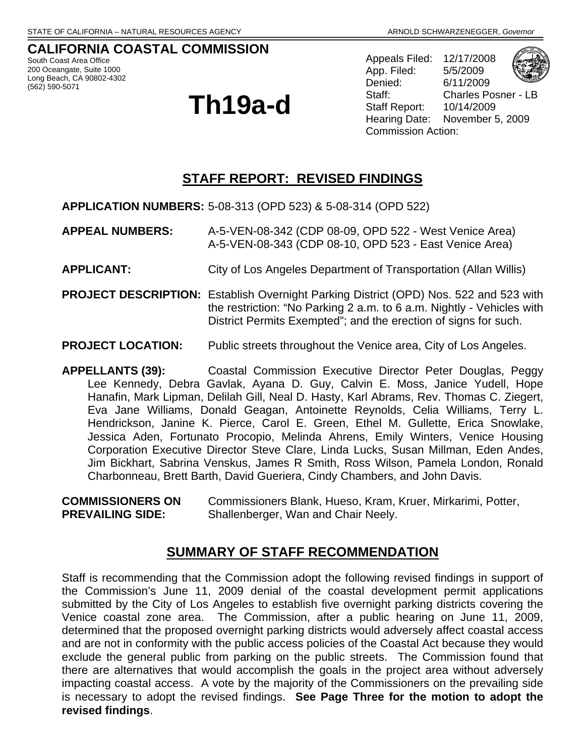STATE OF CALIFORNIA – NATURAL RESOURCES AGENCY ARNOLD SCHWARZENEGGER, *Governor*

**CALIFORNIA COASTAL COMMISSION**
South Coast Area Office
200 Oceangate, Suite 1000
Long Beach, CA 90802-4302
(562) 590-5071

# Th19a-d

Appeals Filed: 12/17/2008
App. Filed: 5/5/2009
Denied: 6/11/2009
Staff: Charles Posner - LB
Staff Report: 10/14/2009
Hearing Date: November 5, 2009
Commission Action:

## STAFF REPORT: REVISED FINDINGS

**APPLICATION NUMBERS:** 5-08-313 (OPD 523) & 5-08-314 (OPD 522)

**APPEAL NUMBERS:** A-5-VEN-08-342 (CDP 08-09, OPD 522 - West Venice Area)
A-5-VEN-08-343 (CDP 08-10, OPD 523 - East Venice Area)

**APPLICANT:** City of Los Angeles Department of Transportation (Allan Willis)

**PROJECT DESCRIPTION:** Establish Overnight Parking District (OPD) Nos. 522 and 523 with the restriction: "No Parking 2 a.m. to 6 a.m. Nightly - Vehicles with District Permits Exempted"; and the erection of signs for such.

**PROJECT LOCATION:** Public streets throughout the Venice area, City of Los Angeles.

**APPELLANTS (39):** Coastal Commission Executive Director Peter Douglas, Peggy Lee Kennedy, Debra Gavlak, Ayana D. Guy, Calvin E. Moss, Janice Yudell, Hope Hanafin, Mark Lipman, Delilah Gill, Neal D. Hasty, Karl Abrams, Rev. Thomas C. Ziegert, Eva Jane Williams, Donald Geagan, Antoinette Reynolds, Celia Williams, Terry L. Hendrickson, Janine K. Pierce, Carol E. Green, Ethel M. Gullette, Erica Snowlake, Jessica Aden, Fortunato Procopio, Melinda Ahrens, Emily Winters, Venice Housing Corporation Executive Director Steve Clare, Linda Lucks, Susan Millman, Eden Andes, Jim Bickhart, Sabrina Venskus, James R Smith, Ross Wilson, Pamela London, Ronald Charbonneau, Brett Barth, David Gueriera, Cindy Chambers, and John Davis.

**COMMISSIONERS ON PREVAILING SIDE:** Commissioners Blank, Hueso, Kram, Kruer, Mirkarimi, Potter, Shallenberger, Wan and Chair Neely.

## SUMMARY OF STAFF RECOMMENDATION

Staff is recommending that the Commission adopt the following revised findings in support of the Commission's June 11, 2009 denial of the coastal development permit applications submitted by the City of Los Angeles to establish five overnight parking districts covering the Venice coastal zone area. The Commission, after a public hearing on June 11, 2009, determined that the proposed overnight parking districts would adversely affect coastal access and are not in conformity with the public access policies of the Coastal Act because they would exclude the general public from parking on the public streets. The Commission found that there are alternatives that would accomplish the goals in the project area without adversely impacting coastal access. A vote by the majority of the Commissioners on the prevailing side is necessary to adopt the revised findings. **See Page Three for the motion to adopt the revised findings**.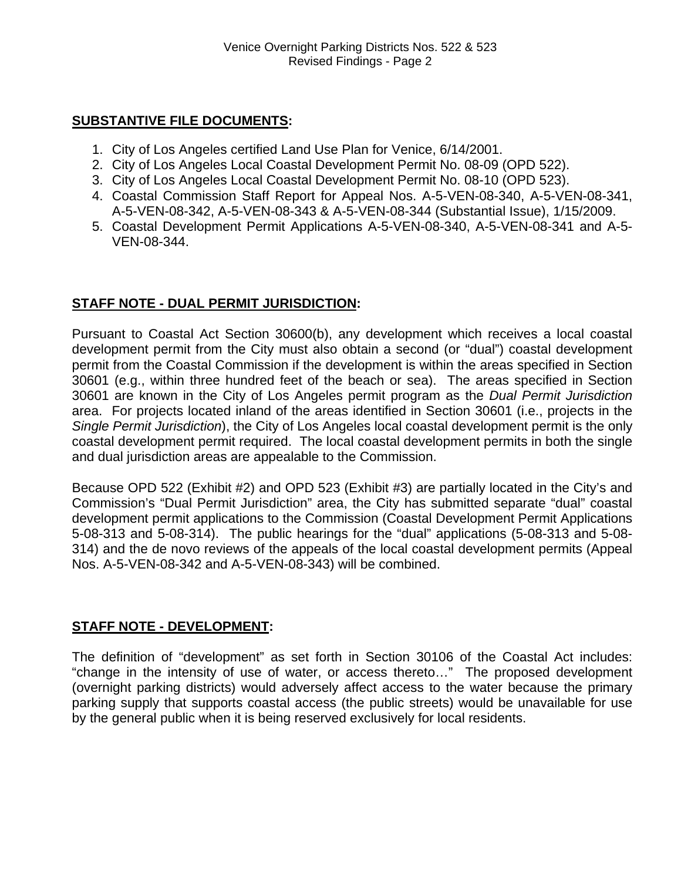**SUBSTANTIVE FILE DOCUMENTS:**

1. City of Los Angeles certified Land Use Plan for Venice, 6/14/2001.
2. City of Los Angeles Local Coastal Development Permit No. 08-09 (OPD 522).
3. City of Los Angeles Local Coastal Development Permit No. 08-10 (OPD 523).
4. Coastal Commission Staff Report for Appeal Nos. A-5-VEN-08-340, A-5-VEN-08-341, A-5-VEN-08-342, A-5-VEN-08-343 & A-5-VEN-08-344 (Substantial Issue), 1/15/2009.
5. Coastal Development Permit Applications A-5-VEN-08-340, A-5-VEN-08-341 and A-5-VEN-08-344.

**STAFF NOTE - DUAL PERMIT JURISDICTION:**

Pursuant to Coastal Act Section 30600(b), any development which receives a local coastal development permit from the City must also obtain a second (or "dual") coastal development permit from the Coastal Commission if the development is within the areas specified in Section 30601 (e.g., within three hundred feet of the beach or sea). The areas specified in Section 30601 are known in the City of Los Angeles permit program as the *Dual Permit Jurisdiction* area. For projects located inland of the areas identified in Section 30601 (i.e., projects in the *Single Permit Jurisdiction*), the City of Los Angeles local coastal development permit is the only coastal development permit required. The local coastal development permits in both the single and dual jurisdiction areas are appealable to the Commission.

Because OPD 522 (Exhibit #2) and OPD 523 (Exhibit #3) are partially located in the City's and Commission's "Dual Permit Jurisdiction" area, the City has submitted separate "dual" coastal development permit applications to the Commission (Coastal Development Permit Applications 5-08-313 and 5-08-314). The public hearings for the "dual" applications (5-08-313 and 5-08-314) and the de novo reviews of the appeals of the local coastal development permits (Appeal Nos. A-5-VEN-08-342 and A-5-VEN-08-343) will be combined.

**STAFF NOTE - DEVELOPMENT:**

The definition of "development" as set forth in Section 30106 of the Coastal Act includes: "change in the intensity of use of water, or access thereto…" The proposed development (overnight parking districts) would adversely affect access to the water because the primary parking supply that supports coastal access (the public streets) would be unavailable for use by the general public when it is being reserved exclusively for local residents.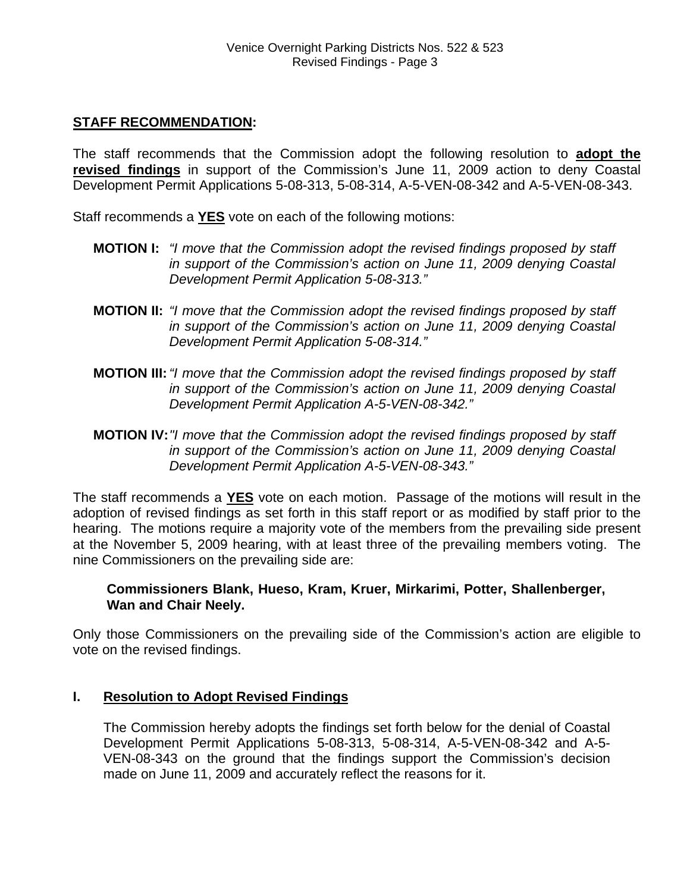## STAFF RECOMMENDATION:

The staff recommends that the Commission adopt the following resolution to **adopt the revised findings** in support of the Commission's June 11, 2009 action to deny Coastal Development Permit Applications 5-08-313, 5-08-314, A-5-VEN-08-342 and A-5-VEN-08-343.

Staff recommends a **YES** vote on each of the following motions:

**MOTION I:** *"I move that the Commission adopt the revised findings proposed by staff in support of the Commission's action on June 11, 2009 denying Coastal Development Permit Application 5-08-313."*

**MOTION II:** *"I move that the Commission adopt the revised findings proposed by staff in support of the Commission's action on June 11, 2009 denying Coastal Development Permit Application 5-08-314."*

**MOTION III:** *"I move that the Commission adopt the revised findings proposed by staff in support of the Commission's action on June 11, 2009 denying Coastal Development Permit Application A-5-VEN-08-342."*

**MOTION IV:** *"I move that the Commission adopt the revised findings proposed by staff in support of the Commission's action on June 11, 2009 denying Coastal Development Permit Application A-5-VEN-08-343."*

The staff recommends a **YES** vote on each motion. Passage of the motions will result in the adoption of revised findings as set forth in this staff report or as modified by staff prior to the hearing. The motions require a majority vote of the members from the prevailing side present at the November 5, 2009 hearing, with at least three of the prevailing members voting. The nine Commissioners on the prevailing side are:

**Commissioners Blank, Hueso, Kram, Kruer, Mirkarimi, Potter, Shallenberger, Wan and Chair Neely.**

Only those Commissioners on the prevailing side of the Commission's action are eligible to vote on the revised findings.

## I. Resolution to Adopt Revised Findings

The Commission hereby adopts the findings set forth below for the denial of Coastal Development Permit Applications 5-08-313, 5-08-314, A-5-VEN-08-342 and A-5-VEN-08-343 on the ground that the findings support the Commission's decision made on June 11, 2009 and accurately reflect the reasons for it.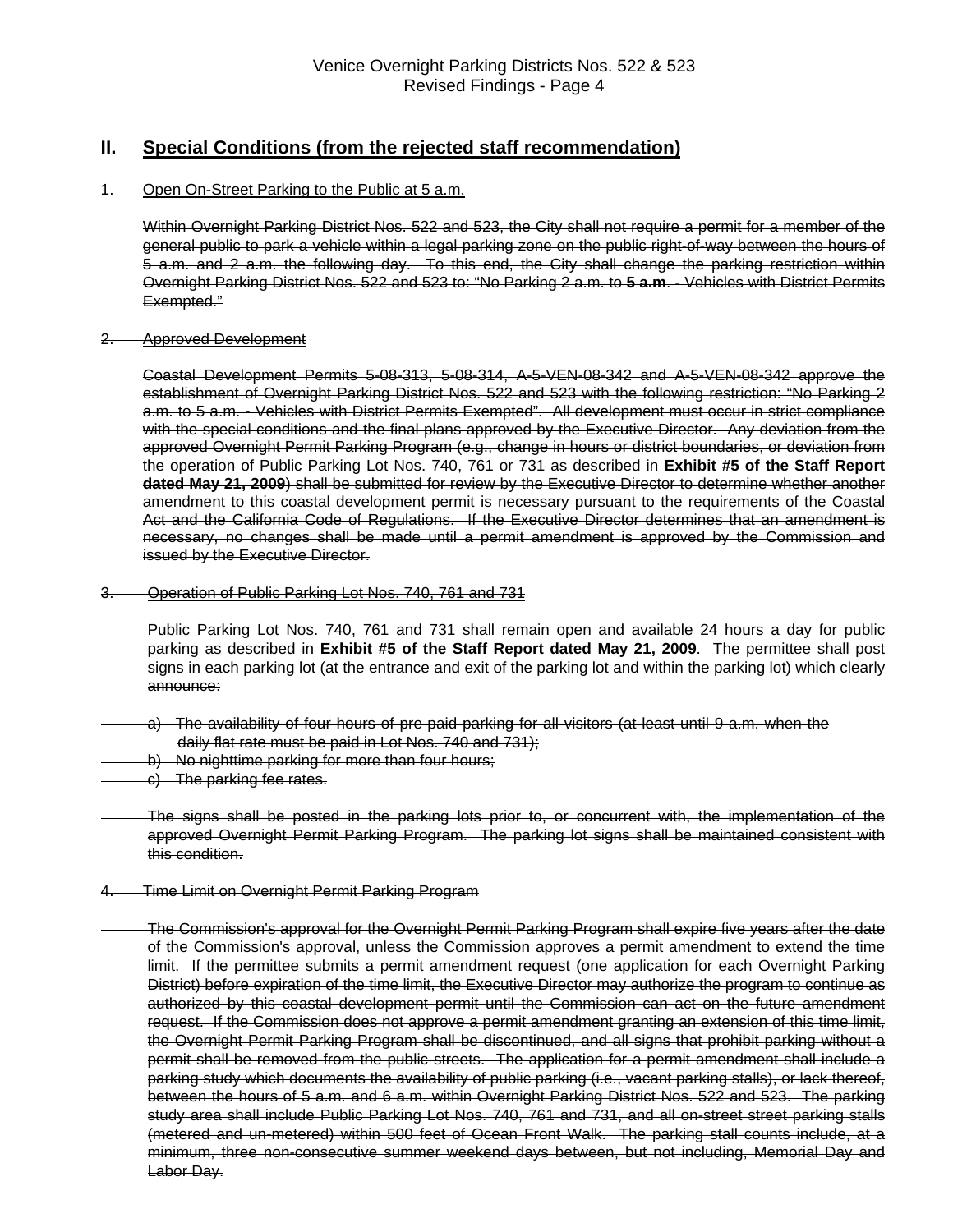## II. Special Conditions (from the rejected staff recommendation)

~~1. Open On-Street Parking to the Public at 5 a.m.~~

~~Within Overnight Parking District Nos. 522 and 523, the City shall not require a permit for a member of the general public to park a vehicle within a legal parking zone on the public right-of-way between the hours of 5 a.m. and 2 a.m. the following day. To this end, the City shall change the parking restriction within Overnight Parking District Nos. 522 and 523 to: "No Parking 2 a.m. to **5 a.m**. - Vehicles with District Permits Exempted."~~

~~2. Approved Development~~

~~Coastal Development Permits 5-08-313, 5-08-314, A-5-VEN-08-342 and A-5-VEN-08-342 approve the establishment of Overnight Parking District Nos. 522 and 523 with the following restriction: "No Parking 2 a.m. to 5 a.m. - Vehicles with District Permits Exempted". All development must occur in strict compliance with the special conditions and the final plans approved by the Executive Director. Any deviation from the approved Overnight Permit Parking Program (e.g., change in hours or district boundaries, or deviation from the operation of Public Parking Lot Nos. 740, 761 or 731 as described in **Exhibit #5 of the Staff Report dated May 21, 2009**) shall be submitted for review by the Executive Director to determine whether another amendment to this coastal development permit is necessary pursuant to the requirements of the Coastal Act and the California Code of Regulations. If the Executive Director determines that an amendment is necessary, no changes shall be made until a permit amendment is approved by the Commission and issued by the Executive Director.~~

~~3. Operation of Public Parking Lot Nos. 740, 761 and 731~~

~~Public Parking Lot Nos. 740, 761 and 731 shall remain open and available 24 hours a day for public parking as described in **Exhibit #5 of the Staff Report dated May 21, 2009**. The permittee shall post signs in each parking lot (at the entrance and exit of the parking lot and within the parking lot) which clearly announce:~~

~~a) The availability of four hours of pre-paid parking for all visitors (at least until 9 a.m. when the daily flat rate must be paid in Lot Nos. 740 and 731);~~
~~b) No nighttime parking for more than four hours;~~
~~c) The parking fee rates.~~

~~The signs shall be posted in the parking lots prior to, or concurrent with, the implementation of the approved Overnight Permit Parking Program. The parking lot signs shall be maintained consistent with this condition.~~

~~4. Time Limit on Overnight Permit Parking Program~~

~~The Commission's approval for the Overnight Permit Parking Program shall expire five years after the date of the Commission's approval, unless the Commission approves a permit amendment to extend the time limit. If the permittee submits a permit amendment request (one application for each Overnight Parking District) before expiration of the time limit, the Executive Director may authorize the program to continue as authorized by this coastal development permit until the Commission can act on the future amendment request. If the Commission does not approve a permit amendment granting an extension of this time limit, the Overnight Permit Parking Program shall be discontinued, and all signs that prohibit parking without a permit shall be removed from the public streets. The application for a permit amendment shall include a parking study which documents the availability of public parking (i.e., vacant parking stalls), or lack thereof, between the hours of 5 a.m. and 6 a.m. within Overnight Parking District Nos. 522 and 523. The parking study area shall include Public Parking Lot Nos. 740, 761 and 731, and all on-street street parking stalls (metered and un-metered) within 500 feet of Ocean Front Walk. The parking stall counts include, at a minimum, three non-consecutive summer weekend days between, but not including, Memorial Day and Labor Day.~~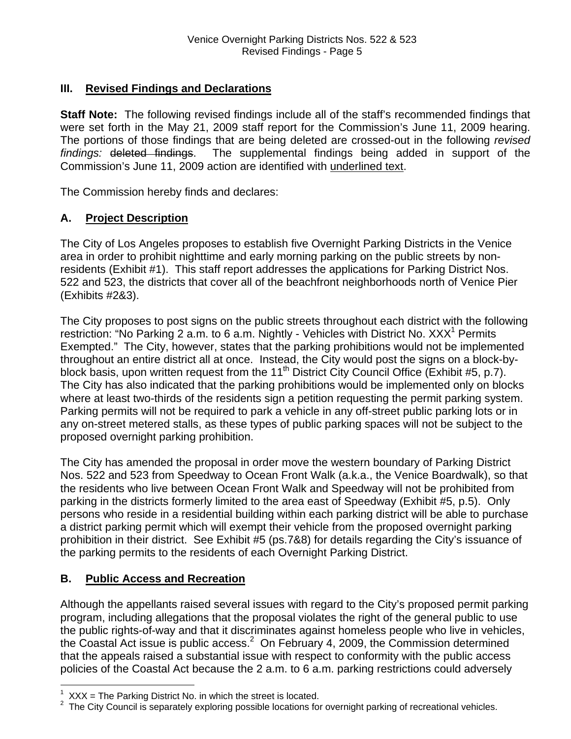## III. Revised Findings and Declarations

**Staff Note:** The following revised findings include all of the staff's recommended findings that were set forth in the May 21, 2009 staff report for the Commission's June 11, 2009 hearing. The portions of those findings that are being deleted are crossed-out in the following *revised findings:* ~~deleted findings~~. The supplemental findings being added in support of the Commission's June 11, 2009 action are identified with <u>underlined text</u>.

The Commission hereby finds and declares:

### A. Project Description

The City of Los Angeles proposes to establish five Overnight Parking Districts in the Venice area in order to prohibit nighttime and early morning parking on the public streets by non-residents (Exhibit #1). This staff report addresses the applications for Parking District Nos. 522 and 523, the districts that cover all of the beachfront neighborhoods north of Venice Pier (Exhibits #2&3).

The City proposes to post signs on the public streets throughout each district with the following restriction: "No Parking 2 a.m. to 6 a.m. Nightly - Vehicles with District No. XXX[1] Permits Exempted." The City, however, states that the parking prohibitions would not be implemented throughout an entire district all at once. Instead, the City would post the signs on a block-by-block basis, upon written request from the 11th District City Council Office (Exhibit #5, p.7). The City has also indicated that the parking prohibitions would be implemented only on blocks where at least two-thirds of the residents sign a petition requesting the permit parking system. Parking permits will not be required to park a vehicle in any off-street public parking lots or in any on-street metered stalls, as these types of public parking spaces will not be subject to the proposed overnight parking prohibition.

The City has amended the proposal in order move the western boundary of Parking District Nos. 522 and 523 from Speedway to Ocean Front Walk (a.k.a., the Venice Boardwalk), so that the residents who live between Ocean Front Walk and Speedway will not be prohibited from parking in the districts formerly limited to the area east of Speedway (Exhibit #5, p.5). Only persons who reside in a residential building within each parking district will be able to purchase a district parking permit which will exempt their vehicle from the proposed overnight parking prohibition in their district. See Exhibit #5 (ps.7&8) for details regarding the City's issuance of the parking permits to the residents of each Overnight Parking District.

### B. Public Access and Recreation

Although the appellants raised several issues with regard to the City's proposed permit parking program, including allegations that the proposal violates the right of the general public to use the public rights-of-way and that it discriminates against homeless people who live in vehicles, the Coastal Act issue is public access.[2] On February 4, 2009, the Commission determined that the appeals raised a substantial issue with respect to conformity with the public access policies of the Coastal Act because the 2 a.m. to 6 a.m. parking restrictions could adversely

---

[1] XXX = The Parking District No. in which the street is located.

[2] The City Council is separately exploring possible locations for overnight parking of recreational vehicles.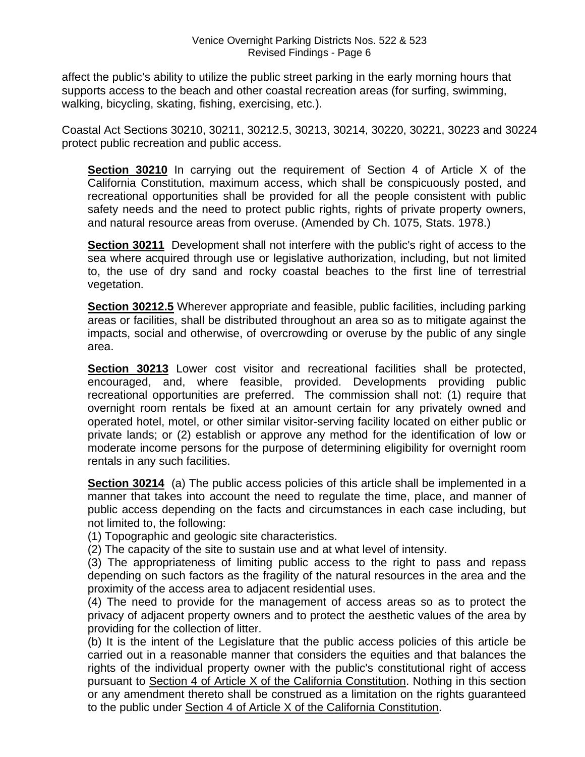affect the public's ability to utilize the public street parking in the early morning hours that supports access to the beach and other coastal recreation areas (for surfing, swimming, walking, bicycling, skating, fishing, exercising, etc.).

Coastal Act Sections 30210, 30211, 30212.5, 30213, 30214, 30220, 30221, 30223 and 30224 protect public recreation and public access.

> **Section 30210** In carrying out the requirement of Section 4 of Article X of the California Constitution, maximum access, which shall be conspicuously posted, and recreational opportunities shall be provided for all the people consistent with public safety needs and the need to protect public rights, rights of private property owners, and natural resource areas from overuse. (Amended by Ch. 1075, Stats. 1978.)
>
> **Section 30211** Development shall not interfere with the public's right of access to the sea where acquired through use or legislative authorization, including, but not limited to, the use of dry sand and rocky coastal beaches to the first line of terrestrial vegetation.
>
> **Section 30212.5** Wherever appropriate and feasible, public facilities, including parking areas or facilities, shall be distributed throughout an area so as to mitigate against the impacts, social and otherwise, of overcrowding or overuse by the public of any single area.
>
> **Section 30213** Lower cost visitor and recreational facilities shall be protected, encouraged, and, where feasible, provided. Developments providing public recreational opportunities are preferred. The commission shall not: (1) require that overnight room rentals be fixed at an amount certain for any privately owned and operated hotel, motel, or other similar visitor-serving facility located on either public or private lands; or (2) establish or approve any method for the identification of low or moderate income persons for the purpose of determining eligibility for overnight room rentals in any such facilities.
>
> **Section 30214** (a) The public access policies of this article shall be implemented in a manner that takes into account the need to regulate the time, place, and manner of public access depending on the facts and circumstances in each case including, but not limited to, the following:
> (1) Topographic and geologic site characteristics.
> (2) The capacity of the site to sustain use and at what level of intensity.
> (3) The appropriateness of limiting public access to the right to pass and repass depending on such factors as the fragility of the natural resources in the area and the proximity of the access area to adjacent residential uses.
> (4) The need to provide for the management of access areas so as to protect the privacy of adjacent property owners and to protect the aesthetic values of the area by providing for the collection of litter.
> (b) It is the intent of the Legislature that the public access policies of this article be carried out in a reasonable manner that considers the equities and that balances the rights of the individual property owner with the public's constitutional right of access pursuant to Section 4 of Article X of the California Constitution. Nothing in this section or any amendment thereto shall be construed as a limitation on the rights guaranteed to the public under Section 4 of Article X of the California Constitution.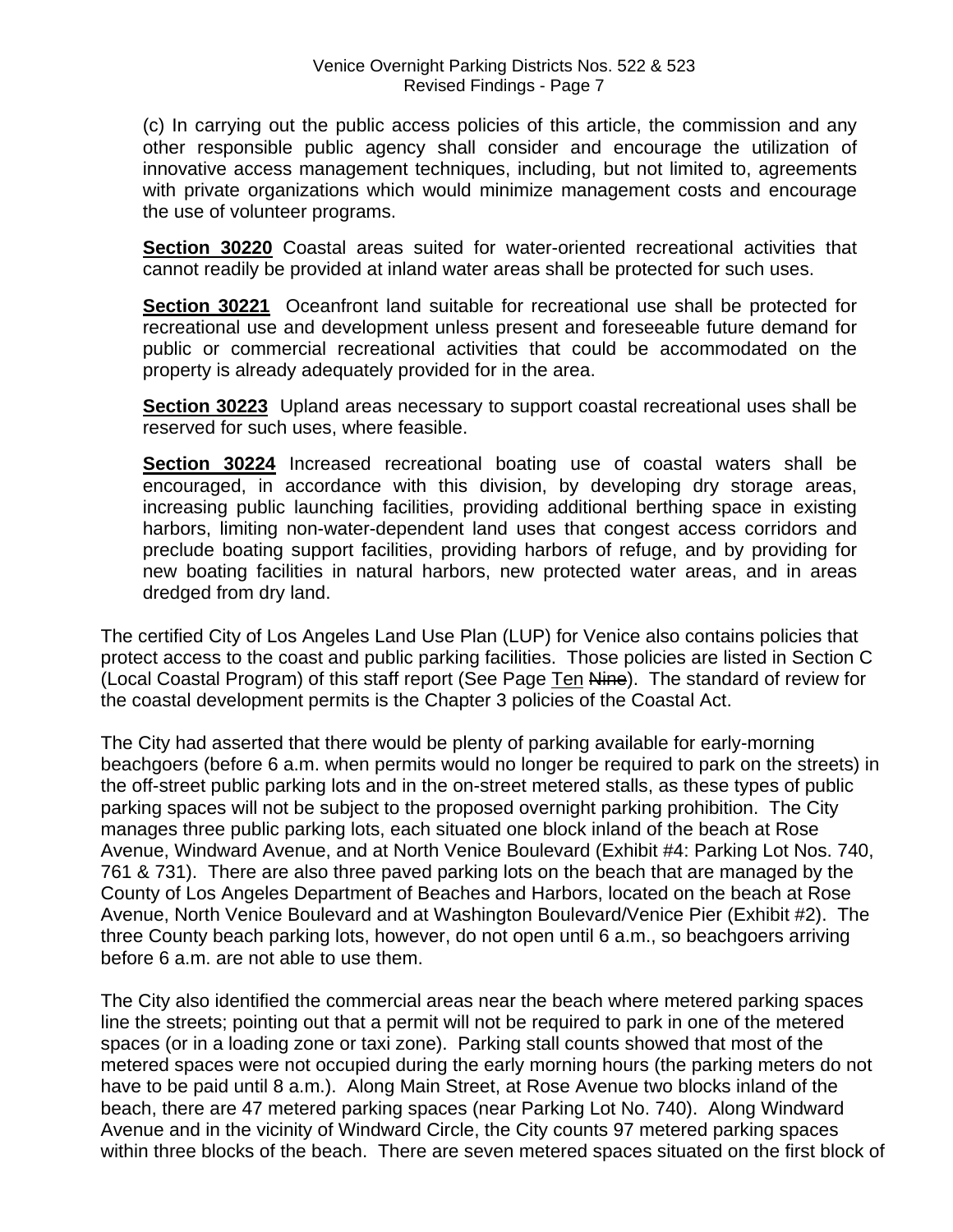(c) In carrying out the public access policies of this article, the commission and any other responsible public agency shall consider and encourage the utilization of innovative access management techniques, including, but not limited to, agreements with private organizations which would minimize management costs and encourage the use of volunteer programs.

**Section 30220** Coastal areas suited for water-oriented recreational activities that cannot readily be provided at inland water areas shall be protected for such uses.

**Section 30221** Oceanfront land suitable for recreational use shall be protected for recreational use and development unless present and foreseeable future demand for public or commercial recreational activities that could be accommodated on the property is already adequately provided for in the area.

**Section 30223** Upland areas necessary to support coastal recreational uses shall be reserved for such uses, where feasible.

**Section 30224** Increased recreational boating use of coastal waters shall be encouraged, in accordance with this division, by developing dry storage areas, increasing public launching facilities, providing additional berthing space in existing harbors, limiting non-water-dependent land uses that congest access corridors and preclude boating support facilities, providing harbors of refuge, and by providing for new boating facilities in natural harbors, new protected water areas, and in areas dredged from dry land.

The certified City of Los Angeles Land Use Plan (LUP) for Venice also contains policies that protect access to the coast and public parking facilities. Those policies are listed in Section C (Local Coastal Program) of this staff report (See Page <u>Ten</u> ~~Nine~~). The standard of review for the coastal development permits is the Chapter 3 policies of the Coastal Act.

The City had asserted that there would be plenty of parking available for early-morning beachgoers (before 6 a.m. when permits would no longer be required to park on the streets) in the off-street public parking lots and in the on-street metered stalls, as these types of public parking spaces will not be subject to the proposed overnight parking prohibition. The City manages three public parking lots, each situated one block inland of the beach at Rose Avenue, Windward Avenue, and at North Venice Boulevard (Exhibit #4: Parking Lot Nos. 740, 761 & 731). There are also three paved parking lots on the beach that are managed by the County of Los Angeles Department of Beaches and Harbors, located on the beach at Rose Avenue, North Venice Boulevard and at Washington Boulevard/Venice Pier (Exhibit #2). The three County beach parking lots, however, do not open until 6 a.m., so beachgoers arriving before 6 a.m. are not able to use them.

The City also identified the commercial areas near the beach where metered parking spaces line the streets; pointing out that a permit will not be required to park in one of the metered spaces (or in a loading zone or taxi zone). Parking stall counts showed that most of the metered spaces were not occupied during the early morning hours (the parking meters do not have to be paid until 8 a.m.). Along Main Street, at Rose Avenue two blocks inland of the beach, there are 47 metered parking spaces (near Parking Lot No. 740). Along Windward Avenue and in the vicinity of Windward Circle, the City counts 97 metered parking spaces within three blocks of the beach. There are seven metered spaces situated on the first block of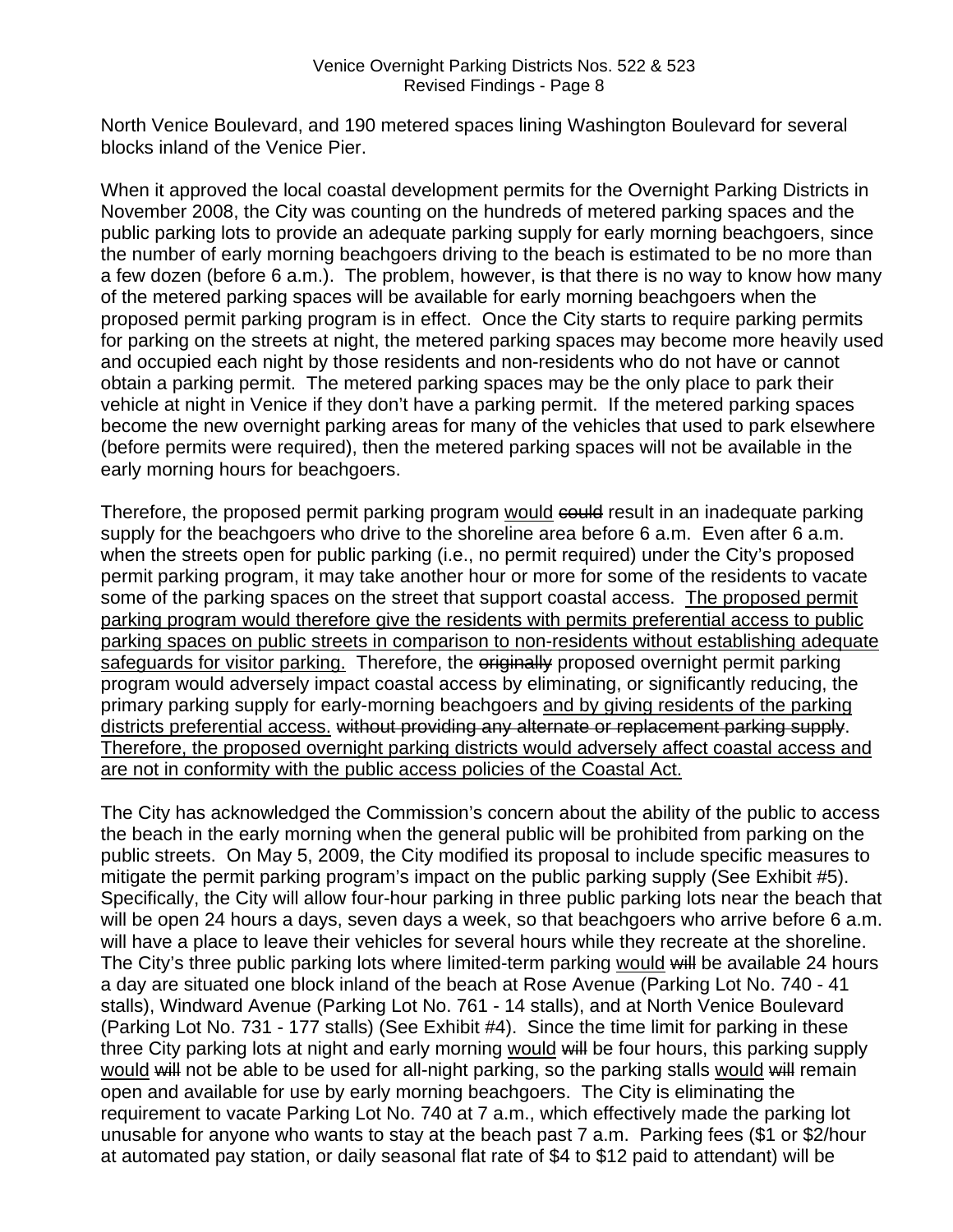North Venice Boulevard, and 190 metered spaces lining Washington Boulevard for several blocks inland of the Venice Pier.

When it approved the local coastal development permits for the Overnight Parking Districts in November 2008, the City was counting on the hundreds of metered parking spaces and the public parking lots to provide an adequate parking supply for early morning beachgoers, since the number of early morning beachgoers driving to the beach is estimated to be no more than a few dozen (before 6 a.m.). The problem, however, is that there is no way to know how many of the metered parking spaces will be available for early morning beachgoers when the proposed permit parking program is in effect. Once the City starts to require parking permits for parking on the streets at night, the metered parking spaces may become more heavily used and occupied each night by those residents and non-residents who do not have or cannot obtain a parking permit. The metered parking spaces may be the only place to park their vehicle at night in Venice if they don't have a parking permit. If the metered parking spaces become the new overnight parking areas for many of the vehicles that used to park elsewhere (before permits were required), then the metered parking spaces will not be available in the early morning hours for beachgoers.

Therefore, the proposed permit parking program <u>would</u> ~~could~~ result in an inadequate parking supply for the beachgoers who drive to the shoreline area before 6 a.m. Even after 6 a.m. when the streets open for public parking (i.e., no permit required) under the City's proposed permit parking program, it may take another hour or more for some of the residents to vacate some of the parking spaces on the street that support coastal access. <u>The proposed permit parking program would therefore give the residents with permits preferential access to public parking spaces on public streets in comparison to non-residents without establishing adequate safeguards for visitor parking.</u> Therefore, the ~~originally~~ proposed overnight permit parking program would adversely impact coastal access by eliminating, or significantly reducing, the primary parking supply for early-morning beachgoers <u>and by giving residents of the parking districts preferential access.</u> ~~without providing any alternate or replacement parking supply~~. <u>Therefore, the proposed overnight parking districts would adversely affect coastal access and are not in conformity with the public access policies of the Coastal Act.</u>

The City has acknowledged the Commission's concern about the ability of the public to access the beach in the early morning when the general public will be prohibited from parking on the public streets. On May 5, 2009, the City modified its proposal to include specific measures to mitigate the permit parking program's impact on the public parking supply (See Exhibit #5). Specifically, the City will allow four-hour parking in three public parking lots near the beach that will be open 24 hours a days, seven days a week, so that beachgoers who arrive before 6 a.m. will have a place to leave their vehicles for several hours while they recreate at the shoreline. The City's three public parking lots where limited-term parking <u>would</u> ~~will~~ be available 24 hours a day are situated one block inland of the beach at Rose Avenue (Parking Lot No. 740 - 41 stalls), Windward Avenue (Parking Lot No. 761 - 14 stalls), and at North Venice Boulevard (Parking Lot No. 731 - 177 stalls) (See Exhibit #4). Since the time limit for parking in these three City parking lots at night and early morning <u>would</u> ~~will~~ be four hours, this parking supply <u>would</u> ~~will~~ not be able to be used for all-night parking, so the parking stalls <u>would</u> ~~will~~ remain open and available for use by early morning beachgoers. The City is eliminating the requirement to vacate Parking Lot No. 740 at 7 a.m., which effectively made the parking lot unusable for anyone who wants to stay at the beach past 7 a.m. Parking fees ($1 or $2/hour at automated pay station, or daily seasonal flat rate of $4 to $12 paid to attendant) will be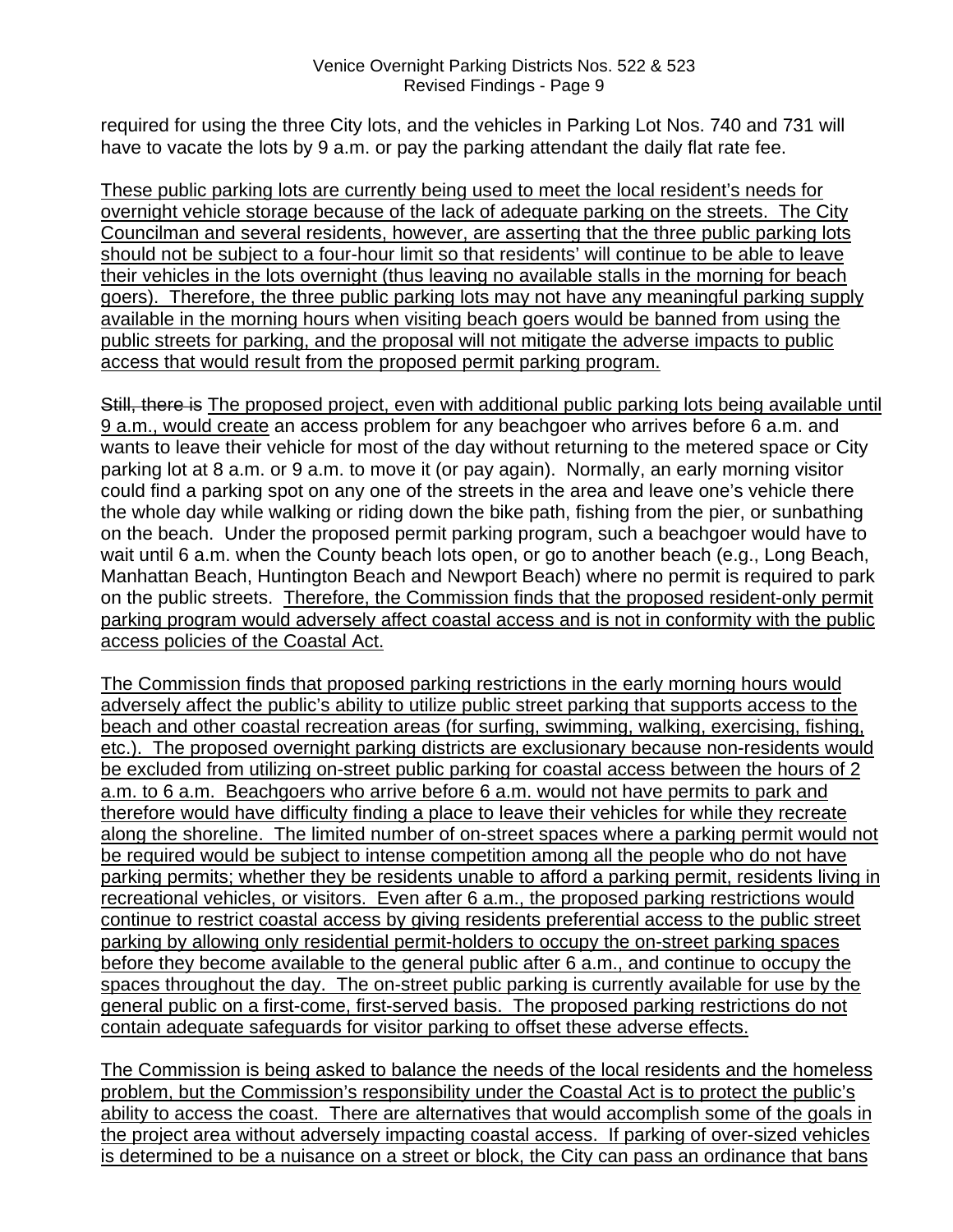required for using the three City lots, and the vehicles in Parking Lot Nos. 740 and 731 will have to vacate the lots by 9 a.m. or pay the parking attendant the daily flat rate fee.

<u>These public parking lots are currently being used to meet the local resident's needs for overnight vehicle storage because of the lack of adequate parking on the streets. The City Councilman and several residents, however, are asserting that the three public parking lots should not be subject to a four-hour limit so that residents' will continue to be able to leave their vehicles in the lots overnight (thus leaving no available stalls in the morning for beach goers). Therefore, the three public parking lots may not have any meaningful parking supply available in the morning hours when visiting beach goers would be banned from using the public streets for parking, and the proposal will not mitigate the adverse impacts to public access that would result from the proposed permit parking program.</u>

~~Still, there is~~ <u>The proposed project, even with additional public parking lots being available until 9 a.m., would create</u> an access problem for any beachgoer who arrives before 6 a.m. and wants to leave their vehicle for most of the day without returning to the metered space or City parking lot at 8 a.m. or 9 a.m. to move it (or pay again). Normally, an early morning visitor could find a parking spot on any one of the streets in the area and leave one's vehicle there the whole day while walking or riding down the bike path, fishing from the pier, or sunbathing on the beach. Under the proposed permit parking program, such a beachgoer would have to wait until 6 a.m. when the County beach lots open, or go to another beach (e.g., Long Beach, Manhattan Beach, Huntington Beach and Newport Beach) where no permit is required to park on the public streets. <u>Therefore, the Commission finds that the proposed resident-only permit parking program would adversely affect coastal access and is not in conformity with the public access policies of the Coastal Act.</u>

<u>The Commission finds that proposed parking restrictions in the early morning hours would adversely affect the public's ability to utilize public street parking that supports access to the beach and other coastal recreation areas (for surfing, swimming, walking, exercising, fishing, etc.). The proposed overnight parking districts are exclusionary because non-residents would be excluded from utilizing on-street public parking for coastal access between the hours of 2 a.m. to 6 a.m. Beachgoers who arrive before 6 a.m. would not have permits to park and therefore would have difficulty finding a place to leave their vehicles for while they recreate along the shoreline. The limited number of on-street spaces where a parking permit would not be required would be subject to intense competition among all the people who do not have parking permits; whether they be residents unable to afford a parking permit, residents living in recreational vehicles, or visitors. Even after 6 a.m., the proposed parking restrictions would continue to restrict coastal access by giving residents preferential access to the public street parking by allowing only residential permit-holders to occupy the on-street parking spaces before they become available to the general public after 6 a.m., and continue to occupy the spaces throughout the day. The on-street public parking is currently available for use by the general public on a first-come, first-served basis. The proposed parking restrictions do not contain adequate safeguards for visitor parking to offset these adverse effects.</u>

<u>The Commission is being asked to balance the needs of the local residents and the homeless problem, but the Commission's responsibility under the Coastal Act is to protect the public's ability to access the coast. There are alternatives that would accomplish some of the goals in the project area without adversely impacting coastal access. If parking of over-sized vehicles is determined to be a nuisance on a street or block, the City can pass an ordinance that bans</u>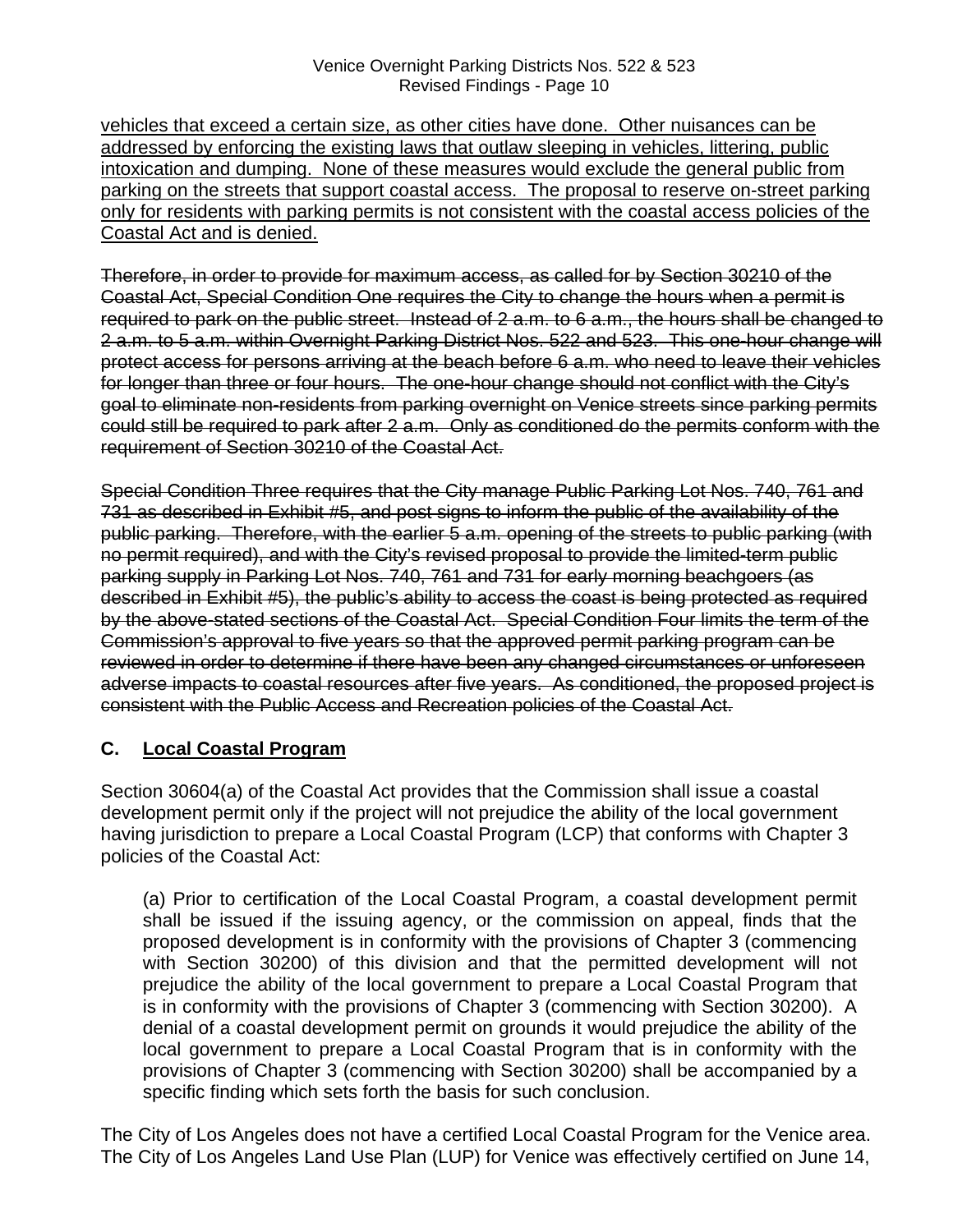<u>vehicles that exceed a certain size, as other cities have done. Other nuisances can be addressed by enforcing the existing laws that outlaw sleeping in vehicles, littering, public intoxication and dumping. None of these measures would exclude the general public from parking on the streets that support coastal access. The proposal to reserve on-street parking only for residents with parking permits is not consistent with the coastal access policies of the Coastal Act and is denied.</u>

~~Therefore, in order to provide for maximum access, as called for by Section 30210 of the Coastal Act, Special Condition One requires the City to change the hours when a permit is required to park on the public street. Instead of 2 a.m. to 6 a.m., the hours shall be changed to 2 a.m. to 5 a.m. within Overnight Parking District Nos. 522 and 523. This one-hour change will protect access for persons arriving at the beach before 6 a.m. who need to leave their vehicles for longer than three or four hours. The one-hour change should not conflict with the City's goal to eliminate non-residents from parking overnight on Venice streets since parking permits could still be required to park after 2 a.m. Only as conditioned do the permits conform with the requirement of Section 30210 of the Coastal Act.~~

~~Special Condition Three requires that the City manage Public Parking Lot Nos. 740, 761 and 731 as described in Exhibit #5, and post signs to inform the public of the availability of the public parking. Therefore, with the earlier 5 a.m. opening of the streets to public parking (with no permit required), and with the City's revised proposal to provide the limited-term public parking supply in Parking Lot Nos. 740, 761 and 731 for early morning beachgoers (as described in Exhibit #5), the public's ability to access the coast is being protected as required by the above-stated sections of the Coastal Act. Special Condition Four limits the term of the Commission's approval to five years so that the approved permit parking program can be reviewed in order to determine if there have been any changed circumstances or unforeseen adverse impacts to coastal resources after five years. As conditioned, the proposed project is consistent with the Public Access and Recreation policies of the Coastal Act.~~

## C. <u>Local Coastal Program</u>

Section 30604(a) of the Coastal Act provides that the Commission shall issue a coastal development permit only if the project will not prejudice the ability of the local government having jurisdiction to prepare a Local Coastal Program (LCP) that conforms with Chapter 3 policies of the Coastal Act:

> (a) Prior to certification of the Local Coastal Program, a coastal development permit shall be issued if the issuing agency, or the commission on appeal, finds that the proposed development is in conformity with the provisions of Chapter 3 (commencing with Section 30200) of this division and that the permitted development will not prejudice the ability of the local government to prepare a Local Coastal Program that is in conformity with the provisions of Chapter 3 (commencing with Section 30200). A denial of a coastal development permit on grounds it would prejudice the ability of the local government to prepare a Local Coastal Program that is in conformity with the provisions of Chapter 3 (commencing with Section 30200) shall be accompanied by a specific finding which sets forth the basis for such conclusion.

The City of Los Angeles does not have a certified Local Coastal Program for the Venice area. The City of Los Angeles Land Use Plan (LUP) for Venice was effectively certified on June 14,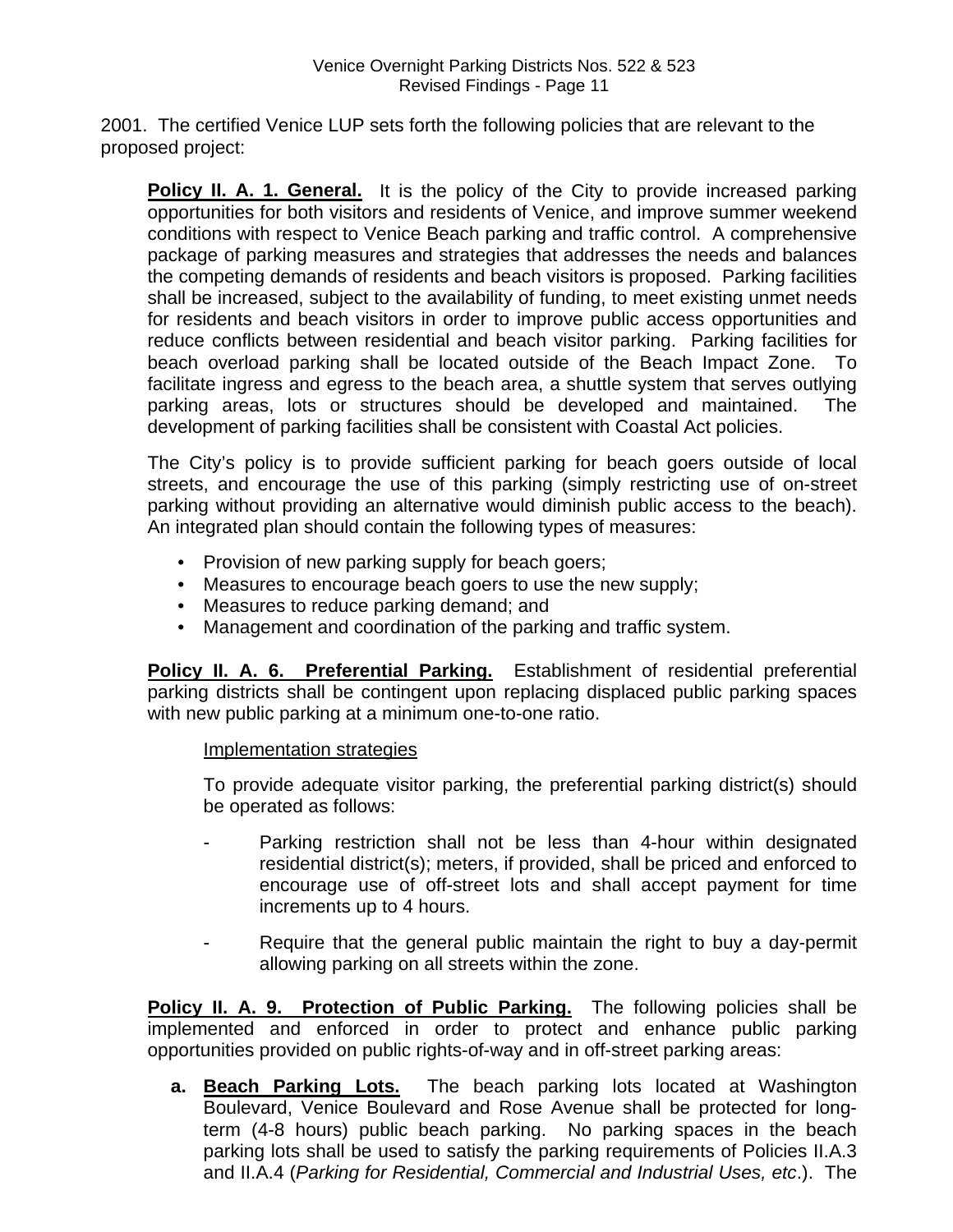2001. The certified Venice LUP sets forth the following policies that are relevant to the proposed project:

> **<u>Policy II. A. 1. General.</u>** It is the policy of the City to provide increased parking opportunities for both visitors and residents of Venice, and improve summer weekend conditions with respect to Venice Beach parking and traffic control. A comprehensive package of parking measures and strategies that addresses the needs and balances the competing demands of residents and beach visitors is proposed. Parking facilities shall be increased, subject to the availability of funding, to meet existing unmet needs for residents and beach visitors in order to improve public access opportunities and reduce conflicts between residential and beach visitor parking. Parking facilities for beach overload parking shall be located outside of the Beach Impact Zone. To facilitate ingress and egress to the beach area, a shuttle system that serves outlying parking areas, lots or structures should be developed and maintained. The development of parking facilities shall be consistent with Coastal Act policies.
>
> The City's policy is to provide sufficient parking for beach goers outside of local streets, and encourage the use of this parking (simply restricting use of on-street parking without providing an alternative would diminish public access to the beach). An integrated plan should contain the following types of measures:
>
> - Provision of new parking supply for beach goers;
> - Measures to encourage beach goers to use the new supply;
> - Measures to reduce parking demand; and
> - Management and coordination of the parking and traffic system.
>
> **<u>Policy II. A. 6. Preferential Parking.</u>** Establishment of residential preferential parking districts shall be contingent upon replacing displaced public parking spaces with new public parking at a minimum one-to-one ratio.
>
> <u>Implementation strategies</u>
>
> To provide adequate visitor parking, the preferential parking district(s) should be operated as follows:
>
> - Parking restriction shall not be less than 4-hour within designated residential district(s); meters, if provided, shall be priced and enforced to encourage use of off-street lots and shall accept payment for time increments up to 4 hours.
> - Require that the general public maintain the right to buy a day-permit allowing parking on all streets within the zone.
>
> **<u>Policy II. A. 9. Protection of Public Parking.</u>** The following policies shall be implemented and enforced in order to protect and enhance public parking opportunities provided on public rights-of-way and in off-street parking areas:
>
> **a. <u>Beach Parking Lots.</u>** The beach parking lots located at Washington Boulevard, Venice Boulevard and Rose Avenue shall be protected for long-term (4-8 hours) public beach parking. No parking spaces in the beach parking lots shall be used to satisfy the parking requirements of Policies II.A.3 and II.A.4 (*Parking for Residential, Commercial and Industrial Uses, etc*.). The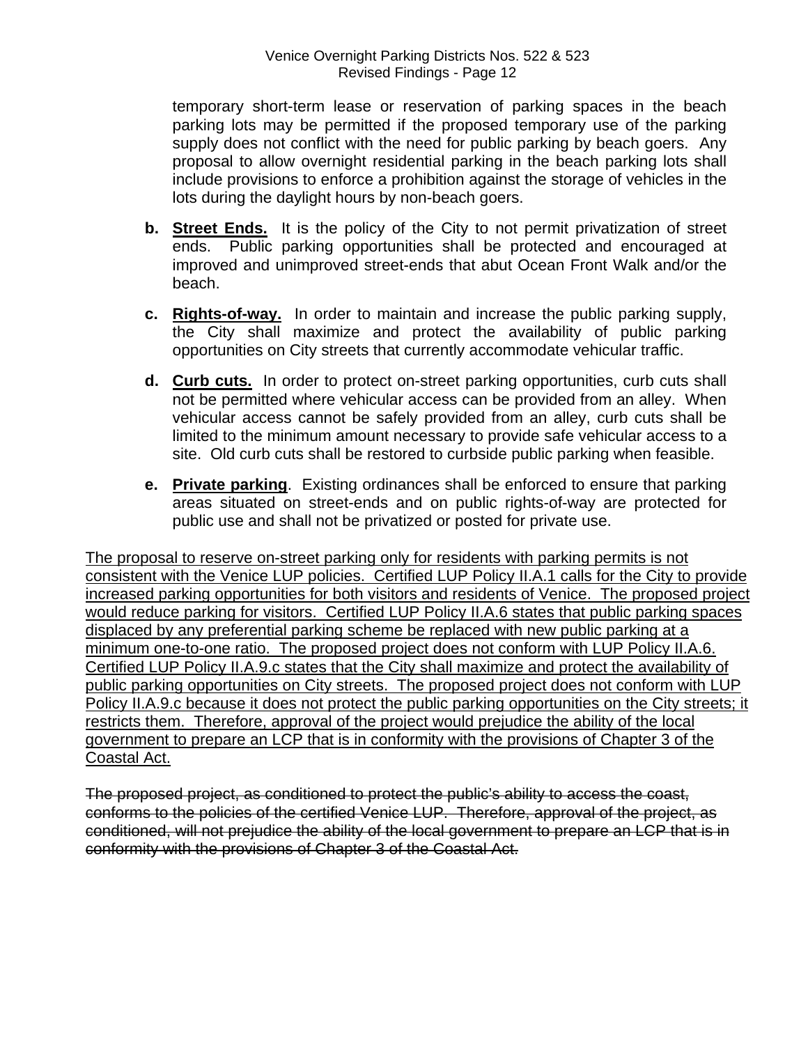temporary short-term lease or reservation of parking spaces in the beach parking lots may be permitted if the proposed temporary use of the parking supply does not conflict with the need for public parking by beach goers. Any proposal to allow overnight residential parking in the beach parking lots shall include provisions to enforce a prohibition against the storage of vehicles in the lots during the daylight hours by non-beach goers.

**b. Street Ends.** It is the policy of the City to not permit privatization of street ends. Public parking opportunities shall be protected and encouraged at improved and unimproved street-ends that abut Ocean Front Walk and/or the beach.

**c. Rights-of-way.** In order to maintain and increase the public parking supply, the City shall maximize and protect the availability of public parking opportunities on City streets that currently accommodate vehicular traffic.

**d. Curb cuts.** In order to protect on-street parking opportunities, curb cuts shall not be permitted where vehicular access can be provided from an alley. When vehicular access cannot be safely provided from an alley, curb cuts shall be limited to the minimum amount necessary to provide safe vehicular access to a site. Old curb cuts shall be restored to curbside public parking when feasible.

**e. Private parking**. Existing ordinances shall be enforced to ensure that parking areas situated on street-ends and on public rights-of-way are protected for public use and shall not be privatized or posted for private use.

<u>The proposal to reserve on-street parking only for residents with parking permits is not consistent with the Venice LUP policies. Certified LUP Policy II.A.1 calls for the City to provide increased parking opportunities for both visitors and residents of Venice. The proposed project would reduce parking for visitors. Certified LUP Policy II.A.6 states that public parking spaces displaced by any preferential parking scheme be replaced with new public parking at a minimum one-to-one ratio. The proposed project does not conform with LUP Policy II.A.6. Certified LUP Policy II.A.9.c states that the City shall maximize and protect the availability of public parking opportunities on City streets. The proposed project does not conform with LUP Policy II.A.9.c because it does not protect the public parking opportunities on the City streets; it restricts them. Therefore, approval of the project would prejudice the ability of the local government to prepare an LCP that is in conformity with the provisions of Chapter 3 of the Coastal Act.</u>

~~The proposed project, as conditioned to protect the public's ability to access the coast, conforms to the policies of the certified Venice LUP. Therefore, approval of the project, as conditioned, will not prejudice the ability of the local government to prepare an LCP that is in conformity with the provisions of Chapter 3 of the Coastal Act.~~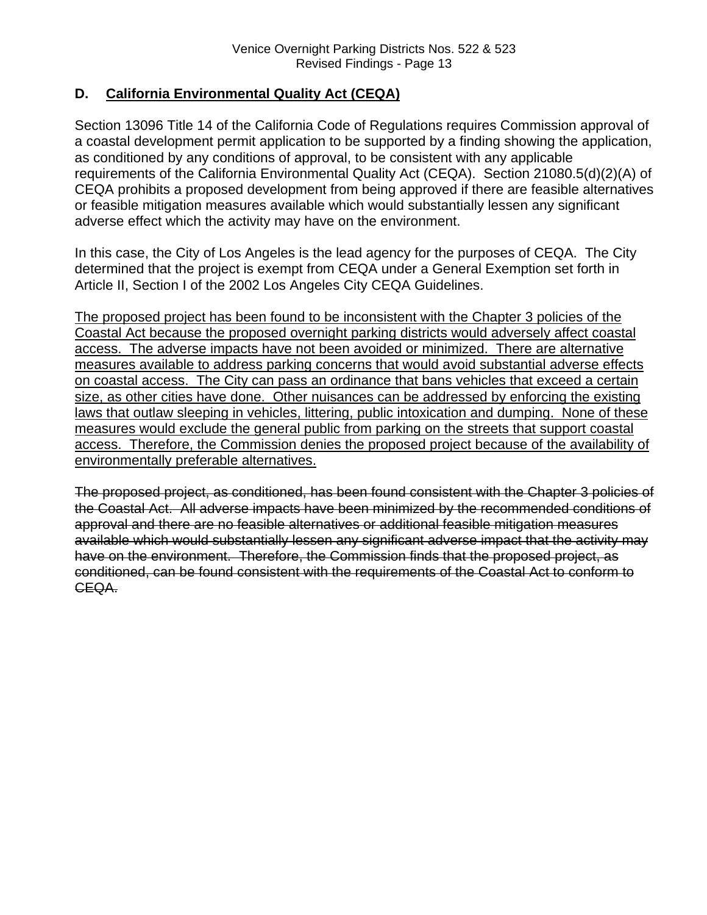## D. California Environmental Quality Act (CEQA)

Section 13096 Title 14 of the California Code of Regulations requires Commission approval of a coastal development permit application to be supported by a finding showing the application, as conditioned by any conditions of approval, to be consistent with any applicable requirements of the California Environmental Quality Act (CEQA). Section 21080.5(d)(2)(A) of CEQA prohibits a proposed development from being approved if there are feasible alternatives or feasible mitigation measures available which would substantially lessen any significant adverse effect which the activity may have on the environment.

In this case, the City of Los Angeles is the lead agency for the purposes of CEQA. The City determined that the project is exempt from CEQA under a General Exemption set forth in Article II, Section I of the 2002 Los Angeles City CEQA Guidelines.

<u>The proposed project has been found to be inconsistent with the Chapter 3 policies of the Coastal Act because the proposed overnight parking districts would adversely affect coastal access. The adverse impacts have not been avoided or minimized. There are alternative measures available to address parking concerns that would avoid substantial adverse effects on coastal access. The City can pass an ordinance that bans vehicles that exceed a certain size, as other cities have done. Other nuisances can be addressed by enforcing the existing laws that outlaw sleeping in vehicles, littering, public intoxication and dumping. None of these measures would exclude the general public from parking on the streets that support coastal access. Therefore, the Commission denies the proposed project because of the availability of environmentally preferable alternatives.</u>

~~The proposed project, as conditioned, has been found consistent with the Chapter 3 policies of the Coastal Act. All adverse impacts have been minimized by the recommended conditions of approval and there are no feasible alternatives or additional feasible mitigation measures available which would substantially lessen any significant adverse impact that the activity may have on the environment. Therefore, the Commission finds that the proposed project, as conditioned, can be found consistent with the requirements of the Coastal Act to conform to CEQA.~~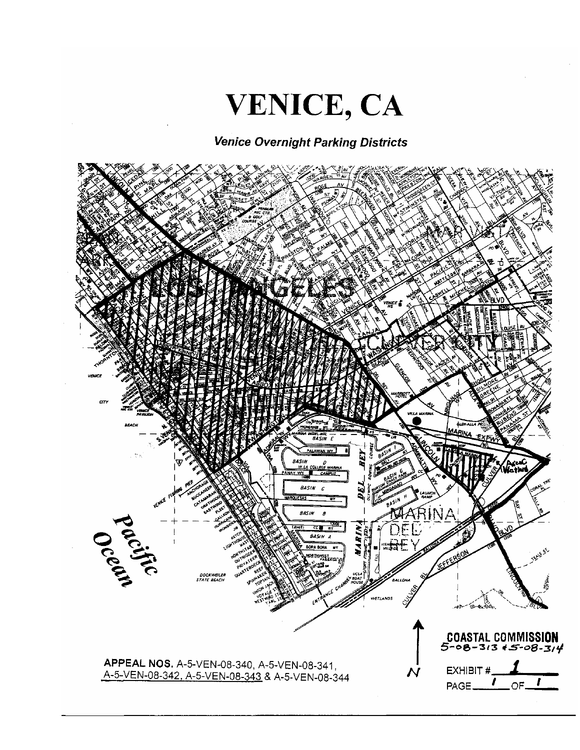# VENICE, CA

***Venice Overnight Parking Districts***

APPEAL NOS. A-5-VEN-08-340, A-5-VEN-08-341, A-5-VEN-08-342, A-5-VEN-08-343 & A-5-VEN-08-344

**COASTAL COMMISSION**
5-08-313 & 5-08-314

EXHIBIT # 1

PAGE 1 OF 1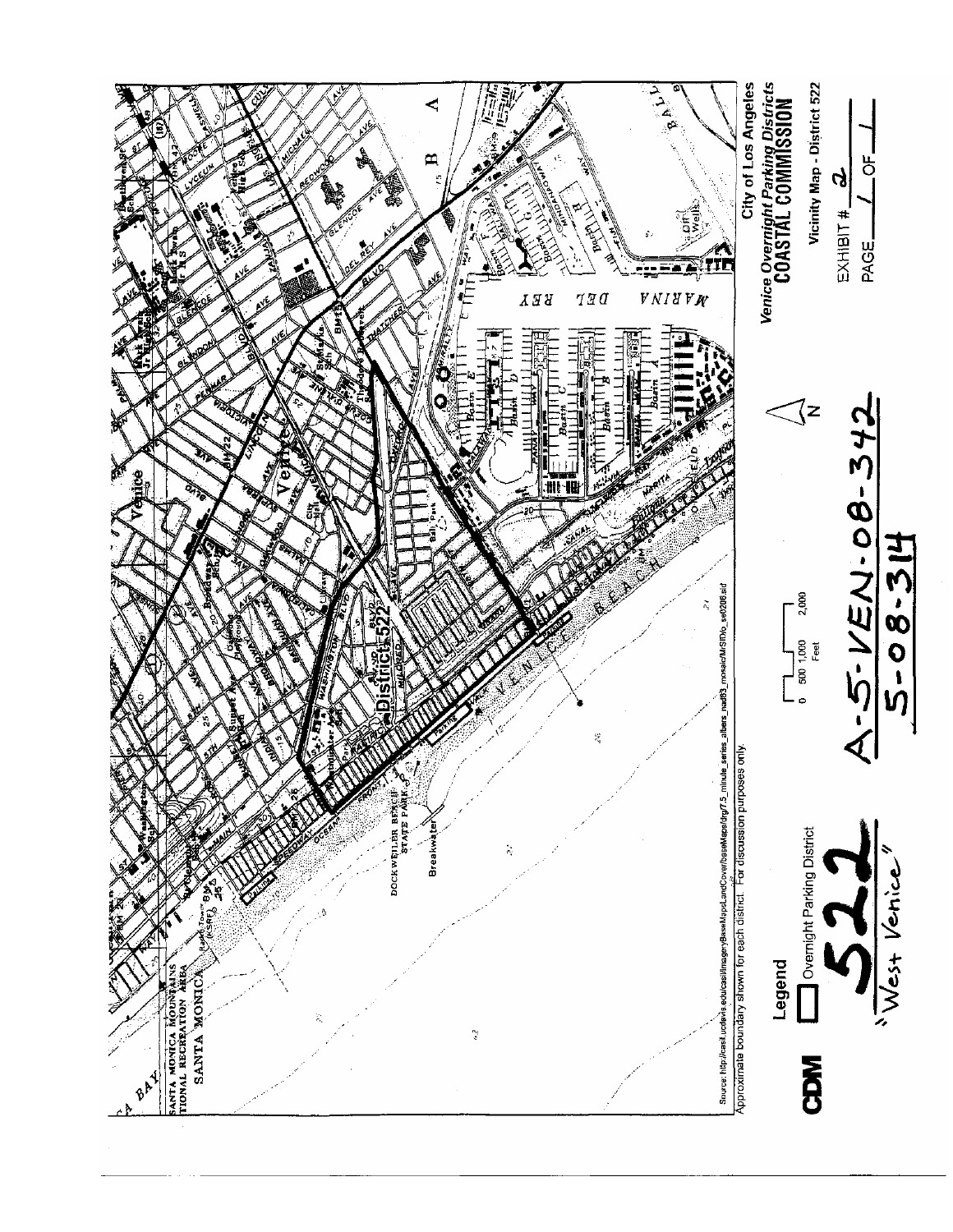Source: http://casil.ucdavis.edu/casil/imageryBaseMapsLandCover/baseMaps/drg/7.5_minute_series_albers_nad83_mosaic/MrSID/lo_se0206.sid

Approximate boundary shown for each district. For discussion purposes only.

**CDM**

Legend

☐ Overnight Parking District

0 500 1,000 2,000 Feet

N

**522**

"West Venice"

A-5-VEN-08-342

5-08-314

City of Los Angeles

*Venice Overnight Parking Districts*

**COASTAL COMMISSION**

Vicinity Map - District 522

EXHIBIT # 2

PAGE 1 OF 1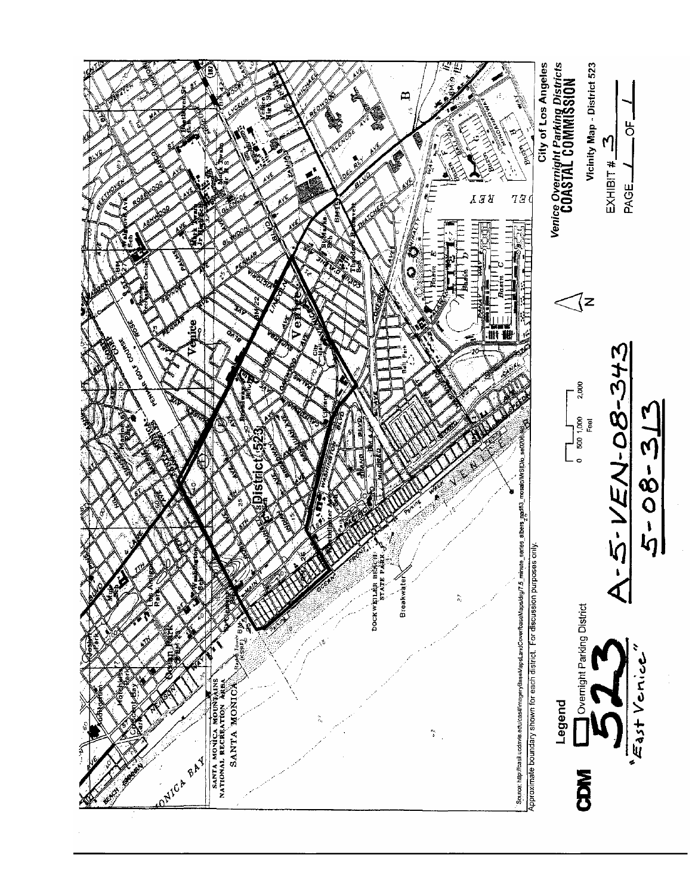Source: http://casil.ucdavis.edu/casil/imageryBaseMaps/LandCover/baseMaps/drg/7.5_minute_series_albers_nad83_mosaic/MSID/o_se0206.sid

Approximate boundary shown for each district. For discussion purposes only.

**Legend**

☐ Overnight Parking District

# 523

"East Venice"

0 500 1,000 2,000 Feet

N

**A-5-VEN-08-343**

**5-08-313**

**City of Los Angeles**

*Venice Overnight Parking Districts*

**COASTAL COMMISSION**

**Vicinity Map - District 523**

EXHIBIT # 3

PAGE 1 OF 1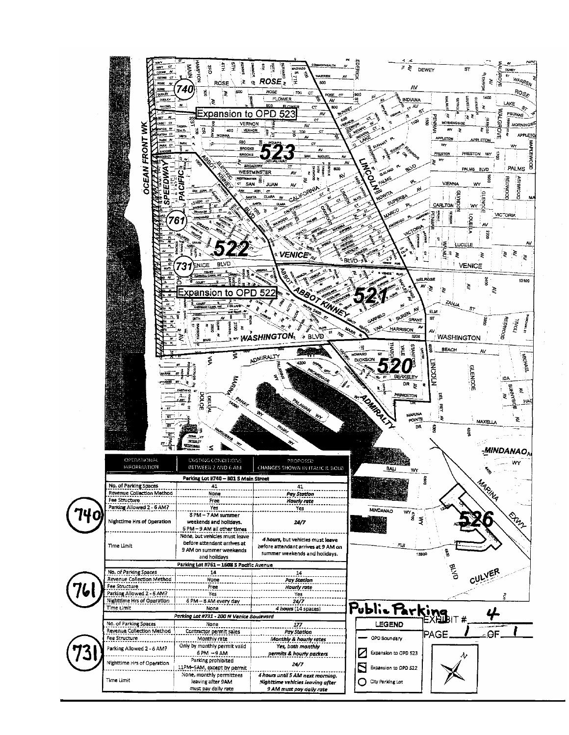| OPERATIONAL INFORMATION | EXISTING CONDITIONS BETWEEN 2 AND 6 AM | PROPOSED CHANGES SHOWN IN ITALIC & BOLD |
|---|---|---|
| **Parking Lot #740 – 301 S Main Street** | | |
| No. of Parking Spaces | 41 | 41 |
| Revenue Collection Method | None | ***Pay Station*** |
| Fee Structure | Free | ***Hourly rate*** |
| Parking Allowed 2 - 6 AM? | Yes | Yes |
| Nighttime Hrs of Operation | 8 PM – 7 AM summer weekends and holidays. 6 PM – 9 AM all other times | ***24/7*** |
| Time Limit | None, but vehicles must leave before attendant arrives at 9 AM on summer weekends and holidays | ***4 hours,*** but vehicles must leave before attendant arrives at 9 AM on summer weekends and holidays. |
| **Parking Lot #761 – 1608 S Pacific Avenue** | | |
| No. of Parking Spaces | 14 | 14 |
| Revenue Collection Method | None | ***Pay Station*** |
| Fee Structure | Free | ***Hourly rate*** |
| Parking Allowed 2 - 6 AM? | Yes | Yes |
| Nighttime Hrs of Operation | 6 PM – 8 AM every day | ***24/7*** |
| Time Limit | None | ***4 hours*** (14 spaces) |
| ***Parking Lot #731 - 200 N Venice Boulevard*** | | |
| No. of Parking Spaces | None | ***177*** |
| Revenue Collection Method | Contractor permit sales | ***Pay Station*** |
| Fee Structure | Monthly rate | ***Monthly & hourly rates*** |
| Parking Allowed 2 - 6 AM? | Only by monthly permit valid 6 PM – 9 AM | ***Yes, both monthly permits & hourly parkers*** |
| Nighttime Hrs of Operation | Parking prohibited 11PM–5AM, except by permit | ***24/7*** |
| Time Limit | None, monthly permittees leaving after 9AM must pay daily rate | ***4 hours until 5 AM next morning. Nighttime vehicles leaving after 9 AM must pay daily rate*** |

**Public Parking**

EXHIBIT # 4

PAGE 1 OF 1

LEGEND
- OPD Boundary
- Expansion to OPD 523
- Expansion to OPD 522
- City Parking Lot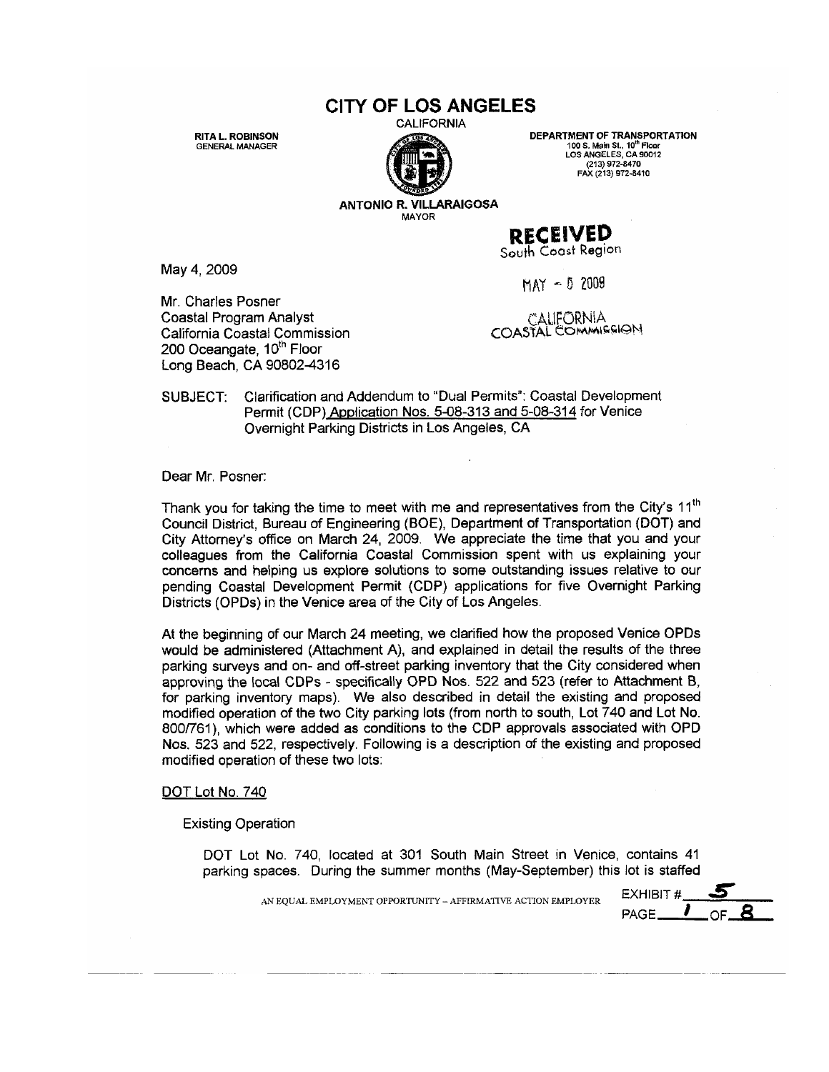# CITY OF LOS ANGELES

CALIFORNIA

**RITA L. ROBINSON**
GENERAL MANAGER

**ANTONIO R. VILLARAIGOSA**
MAYOR

**DEPARTMENT OF TRANSPORTATION**
100 S. Main St., 10th Floor
LOS ANGELES, CA 90012
(213) 972-8470
FAX (213) 972-8410

**RECEIVED**
South Coast Region

MAY - 5 2009

CALIFORNIA
COASTAL COMMISSION

May 4, 2009

Mr. Charles Posner
Coastal Program Analyst
California Coastal Commission
200 Oceangate, 10th Floor
Long Beach, CA 90802-4316

SUBJECT: Clarification and Addendum to "Dual Permits": Coastal Development Permit (CDP) Application Nos. 5-08-313 and 5-08-314 for Venice Overnight Parking Districts in Los Angeles, CA

Dear Mr. Posner:

Thank you for taking the time to meet with me and representatives from the City's 11th Council District, Bureau of Engineering (BOE), Department of Transportation (DOT) and City Attorney's office on March 24, 2009. We appreciate the time that you and your colleagues from the California Coastal Commission spent with us explaining your concerns and helping us explore solutions to some outstanding issues relative to our pending Coastal Development Permit (CDP) applications for five Overnight Parking Districts (OPDs) in the Venice area of the City of Los Angeles.

At the beginning of our March 24 meeting, we clarified how the proposed Venice OPDs would be administered (Attachment A), and explained in detail the results of the three parking surveys and on- and off-street parking inventory that the City considered when approving the local CDPs - specifically OPD Nos. 522 and 523 (refer to Attachment B, for parking inventory maps). We also described in detail the existing and proposed modified operation of the two City parking lots (from north to south, Lot 740 and Lot No. 800/761), which were added as conditions to the CDP approvals associated with OPD Nos. 523 and 522, respectively. Following is a description of the existing and proposed modified operation of these two lots:

DOT Lot No. 740

Existing Operation

DOT Lot No. 740, located at 301 South Main Street in Venice, contains 41 parking spaces. During the summer months (May-September) this lot is staffed

AN EQUAL EMPLOYMENT OPPORTUNITY – AFFIRMATIVE ACTION EMPLOYER

EXHIBIT # 5
PAGE 1 OF 8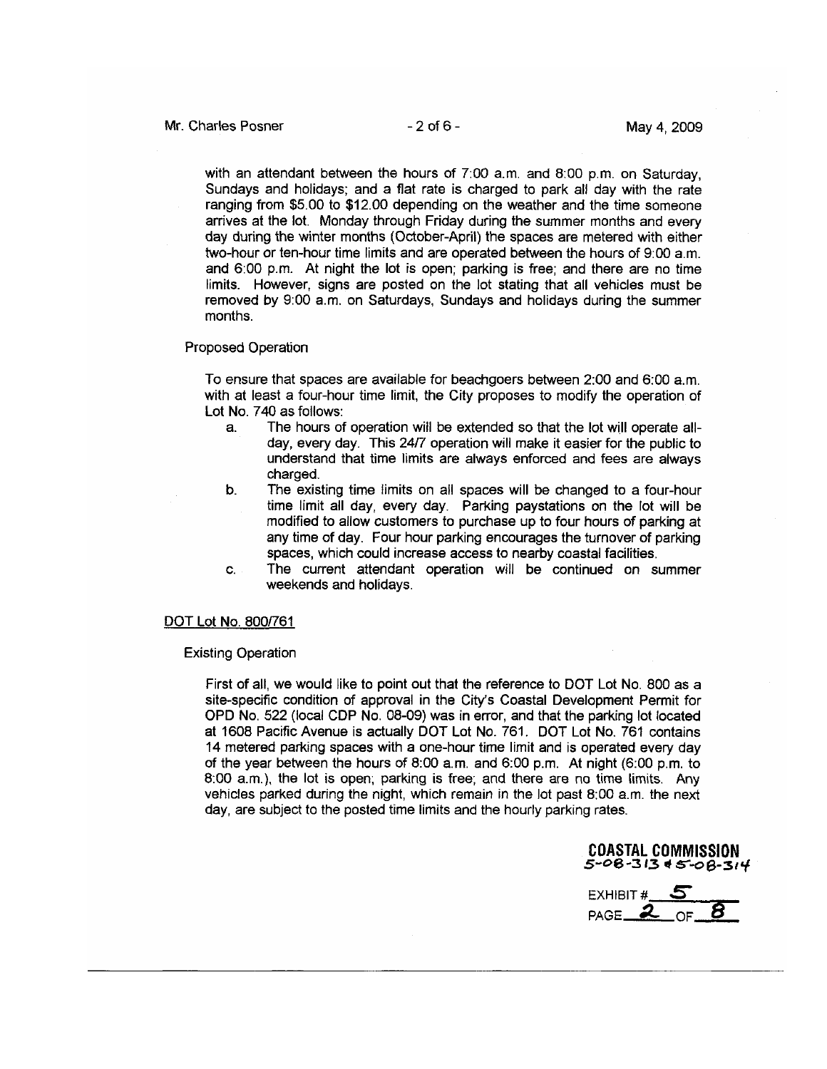with an attendant between the hours of 7:00 a.m. and 8:00 p.m. on Saturday, Sundays and holidays; and a flat rate is charged to park all day with the rate ranging from $5.00 to $12.00 depending on the weather and the time someone arrives at the lot. Monday through Friday during the summer months and every day during the winter months (October-April) the spaces are metered with either two-hour or ten-hour time limits and are operated between the hours of 9:00 a.m. and 6:00 p.m. At night the lot is open; parking is free; and there are no time limits. However, signs are posted on the lot stating that all vehicles must be removed by 9:00 a.m. on Saturdays, Sundays and holidays during the summer months.

Proposed Operation

To ensure that spaces are available for beachgoers between 2:00 and 6:00 a.m. with at least a four-hour time limit, the City proposes to modify the operation of Lot No. 740 as follows:

a. The hours of operation will be extended so that the lot will operate all-day, every day. This 24/7 operation will make it easier for the public to understand that time limits are always enforced and fees are always charged.
b. The existing time limits on all spaces will be changed to a four-hour time limit all day, every day. Parking paystations on the lot will be modified to allow customers to purchase up to four hours of parking at any time of day. Four hour parking encourages the turnover of parking spaces, which could increase access to nearby coastal facilities.
c. The current attendant operation will be continued on summer weekends and holidays.

<u>DOT Lot No. 800/761</u>

Existing Operation

First of all, we would like to point out that the reference to DOT Lot No. 800 as a site-specific condition of approval in the City's Coastal Development Permit for OPD No. 522 (local CDP No. 08-09) was in error, and that the parking lot located at 1608 Pacific Avenue is actually DOT Lot No. 761. DOT Lot No. 761 contains 14 metered parking spaces with a one-hour time limit and is operated every day of the year between the hours of 8:00 a.m. and 6:00 p.m. At night (6:00 p.m. to 8:00 a.m.), the lot is open; parking is free; and there are no time limits. Any vehicles parked during the night, which remain in the lot past 8:00 a.m. the next day, are subject to the posted time limits and the hourly parking rates.

COASTAL COMMISSION
5-08-313 & 5-08-314

EXHIBIT # 5
PAGE 2 OF 8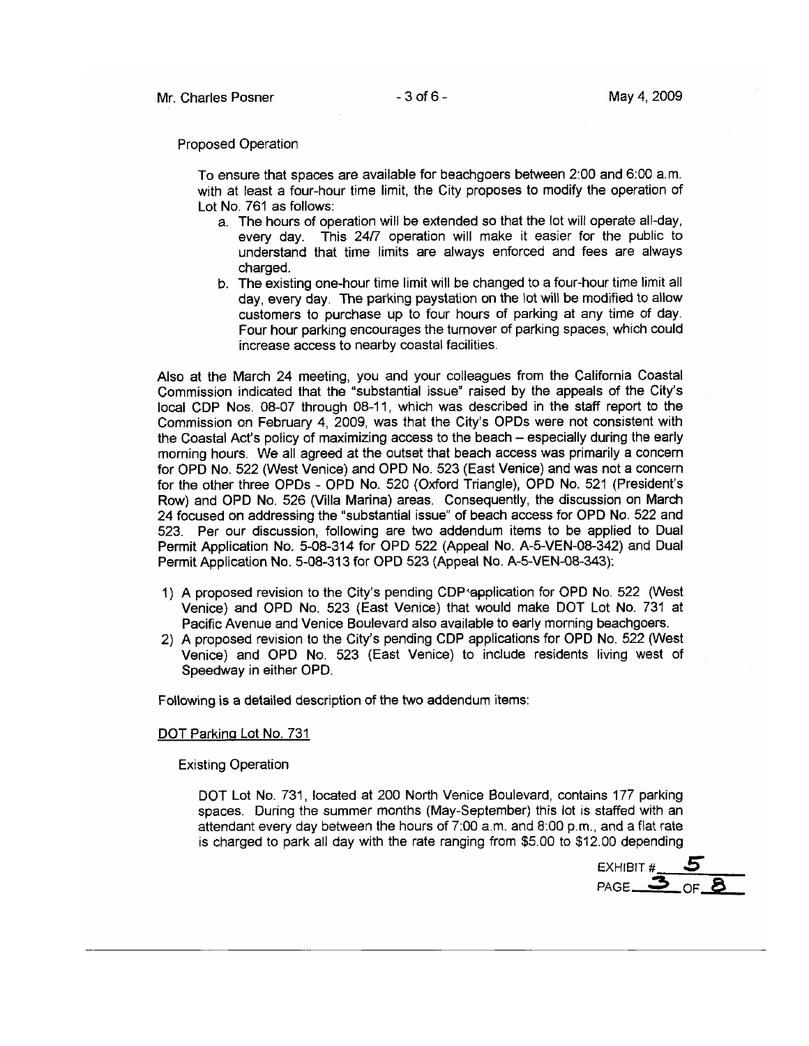Proposed Operation

To ensure that spaces are available for beachgoers between 2:00 and 6:00 a.m. with at least a four-hour time limit, the City proposes to modify the operation of Lot No. 761 as follows:

a. The hours of operation will be extended so that the lot will operate all-day, every day. This 24/7 operation will make it easier for the public to understand that time limits are always enforced and fees are always charged.
b. The existing one-hour time limit will be changed to a four-hour time limit all day, every day. The parking paystation on the lot will be modified to allow customers to purchase up to four hours of parking at any time of day. Four hour parking encourages the turnover of parking spaces, which could increase access to nearby coastal facilities.

Also at the March 24 meeting, you and your colleagues from the California Coastal Commission indicated that the "substantial issue" raised by the appeals of the City's local CDP Nos. 08-07 through 08-11, which was described in the staff report to the Commission on February 4, 2009, was that the City's OPDs were not consistent with the Coastal Act's policy of maximizing access to the beach – especially during the early morning hours. We all agreed at the outset that beach access was primarily a concern for OPD No. 522 (West Venice) and OPD No. 523 (East Venice) and was not a concern for the other three OPDs - OPD No. 520 (Oxford Triangle), OPD No. 521 (President's Row) and OPD No. 526 (Villa Marina) areas. Consequently, the discussion on March 24 focused on addressing the "substantial issue" of beach access for OPD No. 522 and 523. Per our discussion, following are two addendum items to be applied to Dual Permit Application No. 5-08-314 for OPD 522 (Appeal No. A-5-VEN-08-342) and Dual Permit Application No. 5-08-313 for OPD 523 (Appeal No. A-5-VEN-08-343):

1) A proposed revision to the City's pending CDP application for OPD No. 522 (West Venice) and OPD No. 523 (East Venice) that would make DOT Lot No. 731 at Pacific Avenue and Venice Boulevard also available to early morning beachgoers.
2) A proposed revision to the City's pending CDP applications for OPD No. 522 (West Venice) and OPD No. 523 (East Venice) to include residents living west of Speedway in either OPD.

Following is a detailed description of the two addendum items:

DOT Parking Lot No. 731

Existing Operation

DOT Lot No. 731, located at 200 North Venice Boulevard, contains 177 parking spaces. During the summer months (May-September) this lot is staffed with an attendant every day between the hours of 7:00 a.m. and 8:00 p.m., and a flat rate is charged to park all day with the rate ranging from $5.00 to $12.00 depending

EXHIBIT # 5
PAGE 3 OF 8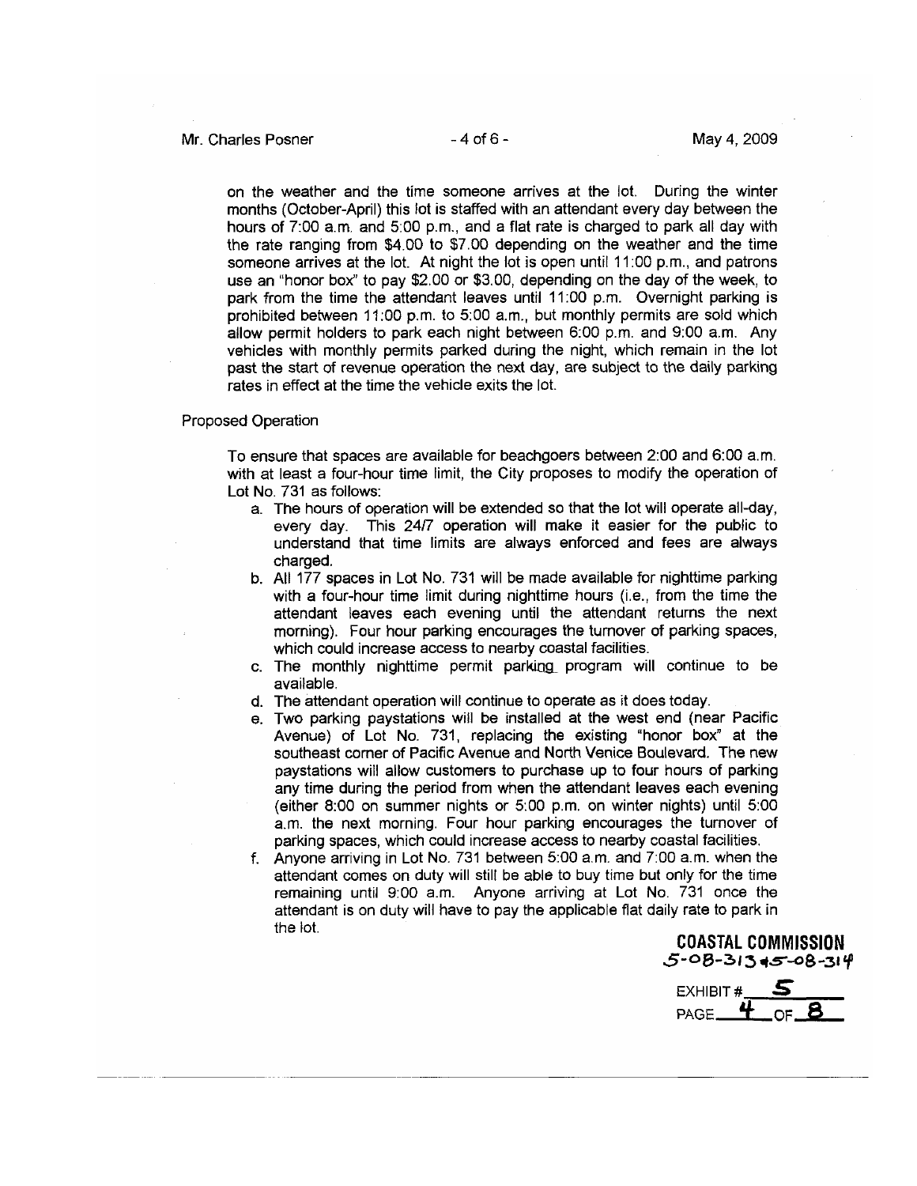on the weather and the time someone arrives at the lot. During the winter months (October-April) this lot is staffed with an attendant every day between the hours of 7:00 a.m. and 5:00 p.m., and a flat rate is charged to park all day with the rate ranging from $4.00 to $7.00 depending on the weather and the time someone arrives at the lot. At night the lot is open until 11:00 p.m., and patrons use an "honor box" to pay $2.00 or $3.00, depending on the day of the week, to park from the time the attendant leaves until 11:00 p.m. Overnight parking is prohibited between 11:00 p.m. to 5:00 a.m., but monthly permits are sold which allow permit holders to park each night between 6:00 p.m. and 9:00 a.m. Any vehicles with monthly permits parked during the night, which remain in the lot past the start of revenue operation the next day, are subject to the daily parking rates in effect at the time the vehicle exits the lot.

Proposed Operation

To ensure that spaces are available for beachgoers between 2:00 and 6:00 a.m. with at least a four-hour time limit, the City proposes to modify the operation of Lot No. 731 as follows:

a. The hours of operation will be extended so that the lot will operate all-day, every day. This 24/7 operation will make it easier for the public to understand that time limits are always enforced and fees are always charged.
b. All 177 spaces in Lot No. 731 will be made available for nighttime parking with a four-hour time limit during nighttime hours (i.e., from the time the attendant leaves each evening until the attendant returns the next morning). Four hour parking encourages the turnover of parking spaces, which could increase access to nearby coastal facilities.
c. The monthly nighttime permit parking program will continue to be available.
d. The attendant operation will continue to operate as it does today.
e. Two parking paystations will be installed at the west end (near Pacific Avenue) of Lot No. 731, replacing the existing "honor box" at the southeast corner of Pacific Avenue and North Venice Boulevard. The new paystations will allow customers to purchase up to four hours of parking any time during the period from when the attendant leaves each evening (either 8:00 on summer nights or 5:00 p.m. on winter nights) until 5:00 a.m. the next morning. Four hour parking encourages the turnover of parking spaces, which could increase access to nearby coastal facilities.
f. Anyone arriving in Lot No. 731 between 5:00 a.m. and 7:00 a.m. when the attendant comes on duty will still be able to buy time but only for the time remaining until 9:00 a.m. Anyone arriving at Lot No. 731 once the attendant is on duty will have to pay the applicable flat daily rate to park in the lot.

**COASTAL COMMISSION**
5-08-313 & 5-08-314

EXHIBIT # 5
PAGE 4 OF 8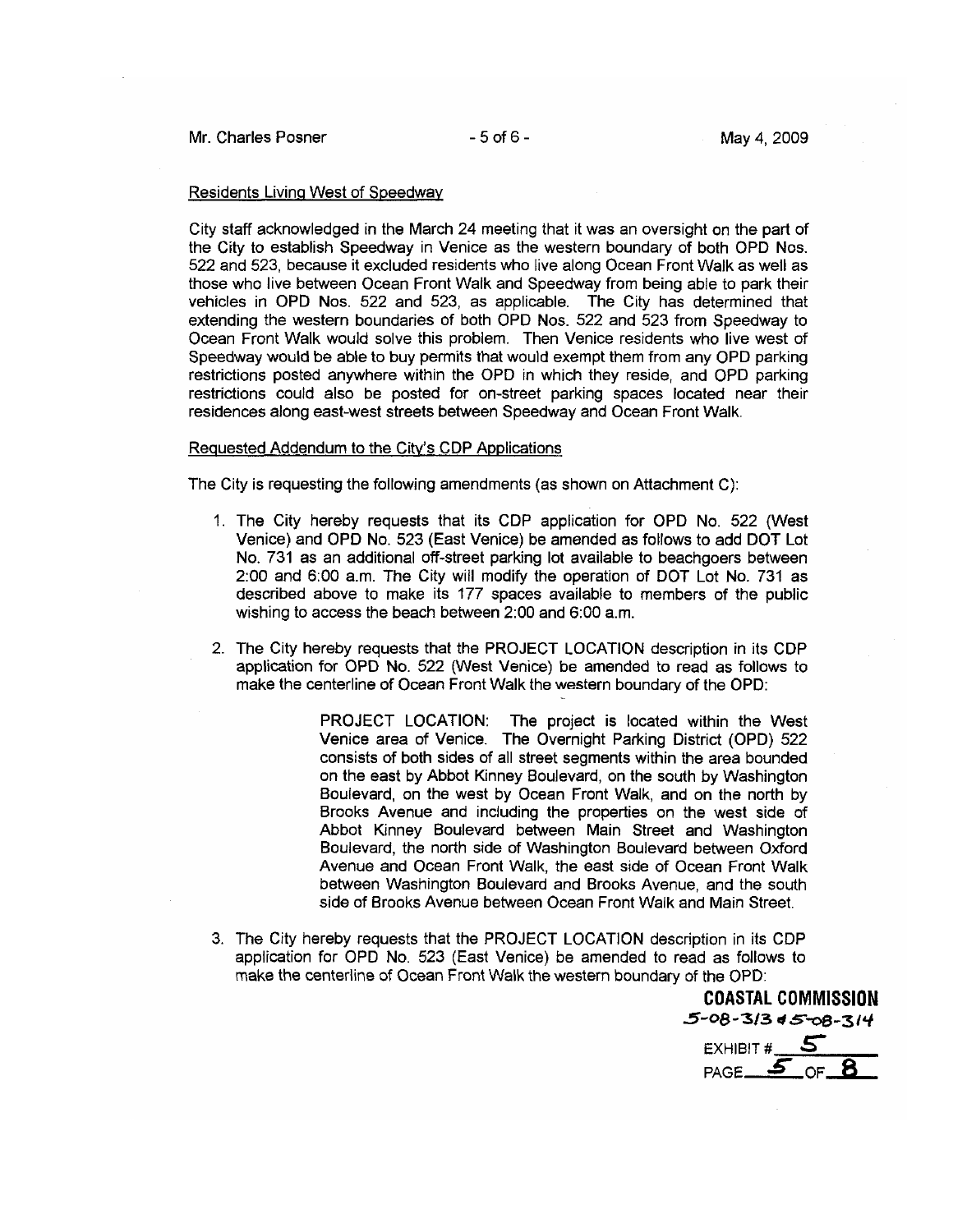Residents Living West of Speedway

City staff acknowledged in the March 24 meeting that it was an oversight on the part of the City to establish Speedway in Venice as the western boundary of both OPD Nos. 522 and 523, because it excluded residents who live along Ocean Front Walk as well as those who live between Ocean Front Walk and Speedway from being able to park their vehicles in OPD Nos. 522 and 523, as applicable. The City has determined that extending the western boundaries of both OPD Nos. 522 and 523 from Speedway to Ocean Front Walk would solve this problem. Then Venice residents who live west of Speedway would be able to buy permits that would exempt them from any OPD parking restrictions posted anywhere within the OPD in which they reside, and OPD parking restrictions could also be posted for on-street parking spaces located near their residences along east-west streets between Speedway and Ocean Front Walk.

Requested Addendum to the City's CDP Applications

The City is requesting the following amendments (as shown on Attachment C):

1. The City hereby requests that its CDP application for OPD No. 522 (West Venice) and OPD No. 523 (East Venice) be amended as follows to add DOT Lot No. 731 as an additional off-street parking lot available to beachgoers between 2:00 and 6:00 a.m. The City will modify the operation of DOT Lot No. 731 as described above to make its 177 spaces available to members of the public wishing to access the beach between 2:00 and 6:00 a.m.

2. The City hereby requests that the PROJECT LOCATION description in its CDP application for OPD No. 522 (West Venice) be amended to read as follows to make the centerline of Ocean Front Walk the western boundary of the OPD:

   > PROJECT LOCATION: The project is located within the West Venice area of Venice. The Overnight Parking District (OPD) 522 consists of both sides of all street segments within the area bounded on the east by Abbot Kinney Boulevard, on the south by Washington Boulevard, on the west by Ocean Front Walk, and on the north by Brooks Avenue and including the properties on the west side of Abbot Kinney Boulevard between Main Street and Washington Boulevard, the north side of Washington Boulevard between Oxford Avenue and Ocean Front Walk, the east side of Ocean Front Walk between Washington Boulevard and Brooks Avenue, and the south side of Brooks Avenue between Ocean Front Walk and Main Street.

3. The City hereby requests that the PROJECT LOCATION description in its CDP application for OPD No. 523 (East Venice) be amended to read as follows to make the centerline of Ocean Front Walk the western boundary of the OPD:

**COASTAL COMMISSION**
5-08-313 & 5-08-314
EXHIBIT # 5
PAGE 5 OF 8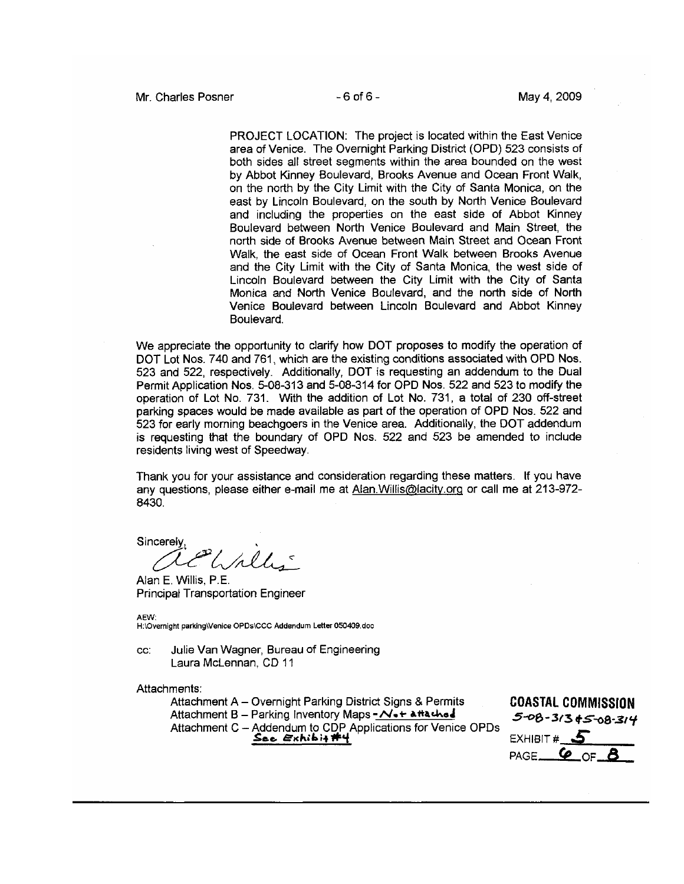PROJECT LOCATION: The project is located within the East Venice area of Venice. The Overnight Parking District (OPD) 523 consists of both sides all street segments within the area bounded on the west by Abbot Kinney Boulevard, Brooks Avenue and Ocean Front Walk, on the north by the City Limit with the City of Santa Monica, on the east by Lincoln Boulevard, on the south by North Venice Boulevard and including the properties on the east side of Abbot Kinney Boulevard between North Venice Boulevard and Main Street, the north side of Brooks Avenue between Main Street and Ocean Front Walk, the east side of Ocean Front Walk between Brooks Avenue and the City Limit with the City of Santa Monica, the west side of Lincoln Boulevard between the City Limit with the City of Santa Monica and North Venice Boulevard, and the north side of North Venice Boulevard between Lincoln Boulevard and Abbot Kinney Boulevard.

We appreciate the opportunity to clarify how DOT proposes to modify the operation of DOT Lot Nos. 740 and 761, which are the existing conditions associated with OPD Nos. 523 and 522, respectively. Additionally, DOT is requesting an addendum to the Dual Permit Application Nos. 5-08-313 and 5-08-314 for OPD Nos. 522 and 523 to modify the operation of Lot No. 731. With the addition of Lot No. 731, a total of 230 off-street parking spaces would be made available as part of the operation of OPD Nos. 522 and 523 for early morning beachgoers in the Venice area. Additionally, the DOT addendum is requesting that the boundary of OPD Nos. 522 and 523 be amended to include residents living west of Speedway.

Thank you for your assistance and consideration regarding these matters. If you have any questions, please either e-mail me at Alan.Willis@lacity.org or call me at 213-972-8430.

Sincerely,

Alan E. Willis, P.E.
Principal Transportation Engineer

AEW:
H:\Overnight parking\Venice OPDs\CCC Addendum Letter 050409.doc

cc: Julie Van Wagner, Bureau of Engineering
Laura McLennan, CD 11

Attachments:

Attachment A – Overnight Parking District Signs & Permits
Attachment B – Parking Inventory Maps - Not attached
Attachment C – Addendum to CDP Applications for Venice OPDs
See Exhibit #4

**COASTAL COMMISSION**
5-08-313 & 5-08-314
EXHIBIT # 5
PAGE 6 OF 8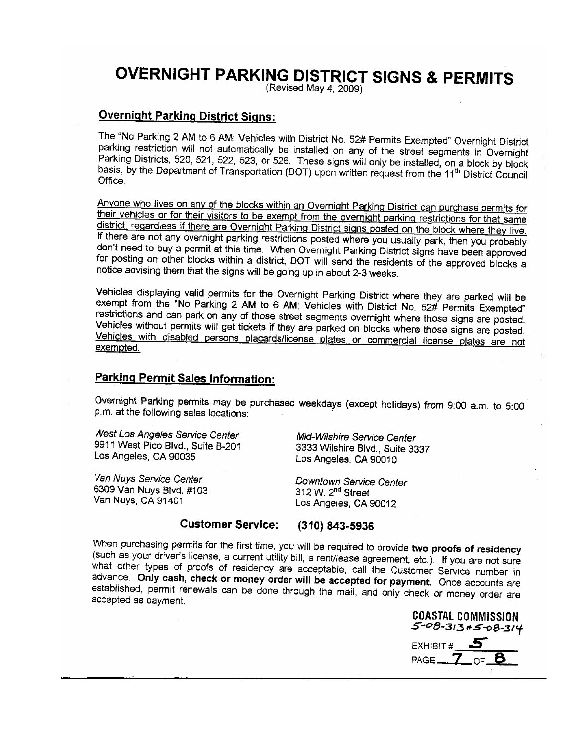# OVERNIGHT PARKING DISTRICT SIGNS & PERMITS

(Revised May 4, 2009)

## Overnight Parking District Signs:

The "No Parking 2 AM to 6 AM; Vehicles with District No. 52# Permits Exempted" Overnight District parking restriction will not automatically be installed on any of the street segments in Overnight Parking Districts, 520, 521, 522, 523, or 526. These signs will only be installed, on a block by block basis, by the Department of Transportation (DOT) upon written request from the 11th District Council Office.

Anyone who lives on any of the blocks within an Overnight Parking District can purchase permits for their vehicles or for their visitors to be exempt from the overnight parking restrictions for that same district, regardless if there are Overnight Parking District signs posted on the block where they live. If there are not any overnight parking restrictions posted where you usually park, then you probably don't need to buy a permit at this time. When Overnight Parking District signs have been approved for posting on other blocks within a district, DOT will send the residents of the approved blocks a notice advising them that the signs will be going up in about 2-3 weeks.

Vehicles displaying valid permits for the Overnight Parking District where they are parked will be exempt from the "No Parking 2 AM to 6 AM; Vehicles with District No. 52# Permits Exempted" restrictions and can park on any of those street segments overnight where those signs are posted. Vehicles without permits will get tickets if they are parked on blocks where those signs are posted. Vehicles with disabled persons placards/license plates or commercial license plates are not exempted.

## Parking Permit Sales Information:

Overnight Parking permits may be purchased weekdays (except holidays) from 9:00 a.m. to 5:00 p.m. at the following sales locations:

*West Los Angeles Service Center*
9911 West Pico Blvd., Suite B-201
Los Angeles, CA 90035

*Mid-Wilshire Service Center*
3333 Wilshire Blvd., Suite 3337
Los Angeles, CA 90010

*Van Nuys Service Center*
6309 Van Nuys Blvd. #103
Van Nuys, CA 91401

*Downtown Service Center*
312 W. 2nd Street
Los Angeles, CA 90012

**Customer Service: (310) 843-5936**

When purchasing permits for the first time, you will be required to provide **two proofs of residency** (such as your driver's license, a current utility bill, a rent/lease agreement, etc.). If you are not sure what other types of proofs of residency are acceptable, call the Customer Service number in advance. **Only cash, check or money order will be accepted for payment.** Once accounts are established, permit renewals can be done through the mail, and only check or money order are accepted as payment.

COASTAL COMMISSION
5-08-313 & 5-08-314
EXHIBIT # 5
PAGE 7 OF 8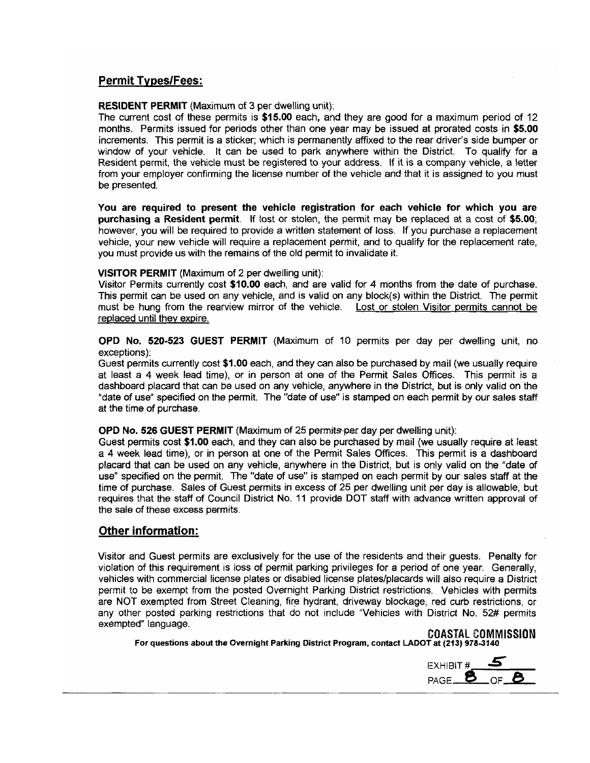## Permit Types/Fees:

**RESIDENT PERMIT** (Maximum of 3 per dwelling unit):
The current cost of these permits is **$15.00** each, and they are good for a maximum period of 12 months. Permits issued for periods other than one year may be issued at prorated costs in **$5.00** increments. This permit is a sticker; which is permanently affixed to the rear driver's side bumper or window of your vehicle. It can be used to park anywhere within the District. To qualify for a Resident permit, the vehicle must be registered to your address. If it is a company vehicle, a letter from your employer confirming the license number of the vehicle and that it is assigned to you must be presented.

**You are required to present the vehicle registration for each vehicle for which you are purchasing a Resident permit**. If lost or stolen, the permit may be replaced at a cost of **$5.00**; however, you will be required to provide a written statement of loss. If you purchase a replacement vehicle, your new vehicle will require a replacement permit, and to qualify for the replacement rate, you must provide us with the remains of the old permit to invalidate it.

**VISITOR PERMIT** (Maximum of 2 per dwelling unit):
Visitor Permits currently cost **$10.00** each, and are valid for 4 months from the date of purchase. This permit can be used on any vehicle, and is valid on any block(s) within the District. The permit must be hung from the rearview mirror of the vehicle. Lost or stolen Visitor permits cannot be replaced until they expire.

**OPD No. 520-523 GUEST PERMIT** (Maximum of 10 permits per day per dwelling unit, no exceptions):
Guest permits currently cost **$1.00** each, and they can also be purchased by mail (we usually require at least a 4 week lead time), or in person at one of the Permit Sales Offices. This permit is a dashboard placard that can be used on any vehicle, anywhere in the District, but is only valid on the "date of use" specified on the permit. The "date of use" is stamped on each permit by our sales staff at the time of purchase.

**OPD No. 526 GUEST PERMIT** (Maximum of 25 permits per day per dwelling unit):
Guest permits cost **$1.00** each, and they can also be purchased by mail (we usually require at least a 4 week lead time), or in person at one of the Permit Sales Offices. This permit is a dashboard placard that can be used on any vehicle, anywhere in the District, but is only valid on the "date of use" specified on the permit. The "date of use" is stamped on each permit by our sales staff at the time of purchase. Sales of Guest permits in excess of 25 per dwelling unit per day is allowable, but requires that the staff of Council District No. 11 provide DOT staff with advance written approval of the sale of these excess permits.

## Other information:

Visitor and Guest permits are exclusively for the use of the residents and their guests. Penalty for violation of this requirement is loss of permit parking privileges for a period of one year. Generally, vehicles with commercial license plates or disabled license plates/placards will also require a District permit to be exempt from the posted Overnight Parking District restrictions. Vehicles with permits are NOT exempted from Street Cleaning, fire hydrant, driveway blockage, red curb restrictions, or any other posted parking restrictions that do not include "Vehicles with District No. 52# permits exempted" language.

**For questions about the Overnight Parking District Program, contact LADOT at (213) 978-3140**

COASTAL COMMISSION

EXHIBIT # 5
PAGE 8 OF 8